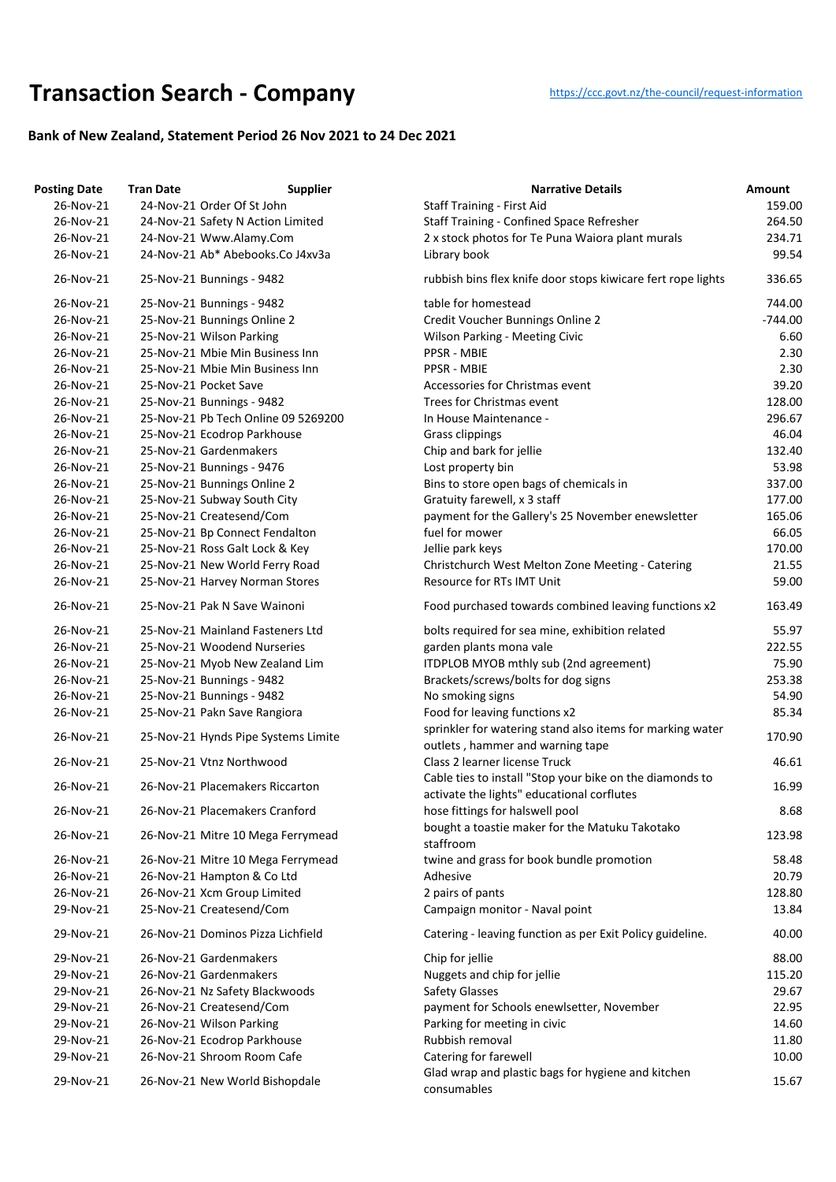# Transaction Search - Company

https://ccc.govt.nz/the-council/request-information

### Bank of New Zealand, Statement Period 26 Nov 2021 to 24 Dec 2021

| Posting Date | Tran Date | Supplier | Narrative Details | Amount |
|---|---|---|---|---|
| 26-Nov-21 | 24-Nov-21 | Order Of St John | Staff Training - First Aid | 159.00 |
| 26-Nov-21 | 24-Nov-21 | Safety N Action Limited | Staff Training - Confined Space Refresher | 264.50 |
| 26-Nov-21 | 24-Nov-21 | Www.Alamy.Com | 2 x stock photos for Te Puna Waiora plant murals | 234.71 |
| 26-Nov-21 | 24-Nov-21 | Ab* Abebooks.Co J4xv3a | Library book | 99.54 |
| 26-Nov-21 | 25-Nov-21 | Bunnings - 9482 | rubbish bins flex knife door stops kiwicare fert rope lights | 336.65 |
| 26-Nov-21 | 25-Nov-21 | Bunnings - 9482 | table for homestead | 744.00 |
| 26-Nov-21 | 25-Nov-21 | Bunnings Online 2 | Credit Voucher Bunnings Online 2 | -744.00 |
| 26-Nov-21 | 25-Nov-21 | Wilson Parking | Wilson Parking - Meeting Civic | 6.60 |
| 26-Nov-21 | 25-Nov-21 | Mbie Min Business Inn | PPSR - MBIE | 2.30 |
| 26-Nov-21 | 25-Nov-21 | Mbie Min Business Inn | PPSR - MBIE | 2.30 |
| 26-Nov-21 | 25-Nov-21 | Pocket Save | Accessories for Christmas event | 39.20 |
| 26-Nov-21 | 25-Nov-21 | Bunnings - 9482 | Trees for Christmas event | 128.00 |
| 26-Nov-21 | 25-Nov-21 | Pb Tech Online 09 5269200 | In House Maintenance - | 296.67 |
| 26-Nov-21 | 25-Nov-21 | Ecodrop Parkhouse | Grass clippings | 46.04 |
| 26-Nov-21 | 25-Nov-21 | Gardenmakers | Chip and bark for jellie | 132.40 |
| 26-Nov-21 | 25-Nov-21 | Bunnings - 9476 | Lost property bin | 53.98 |
| 26-Nov-21 | 25-Nov-21 | Bunnings Online 2 | Bins to store open bags of chemicals in | 337.00 |
| 26-Nov-21 | 25-Nov-21 | Subway South City | Gratuity farewell, x 3 staff | 177.00 |
| 26-Nov-21 | 25-Nov-21 | Createsend/Com | payment for the Gallery's 25 November enewsletter | 165.06 |
| 26-Nov-21 | 25-Nov-21 | Bp Connect Fendalton | fuel for mower | 66.05 |
| 26-Nov-21 | 25-Nov-21 | Ross Galt Lock & Key | Jellie park keys | 170.00 |
| 26-Nov-21 | 25-Nov-21 | New World Ferry Road | Christchurch West Melton Zone Meeting - Catering | 21.55 |
| 26-Nov-21 | 25-Nov-21 | Harvey Norman Stores | Resource for RTs IMT Unit | 59.00 |
| 26-Nov-21 | 25-Nov-21 | Pak N Save Wainoni | Food purchased towards combined leaving functions x2 | 163.49 |
| 26-Nov-21 | 25-Nov-21 | Mainland Fasteners Ltd | bolts required for sea mine, exhibition related | 55.97 |
| 26-Nov-21 | 25-Nov-21 | Woodend Nurseries | garden plants mona vale | 222.55 |
| 26-Nov-21 | 25-Nov-21 | Myob New Zealand Lim | ITDPLOB MYOB mthly sub (2nd agreement) | 75.90 |
| 26-Nov-21 | 25-Nov-21 | Bunnings - 9482 | Brackets/screws/bolts for dog signs | 253.38 |
| 26-Nov-21 | 25-Nov-21 | Bunnings - 9482 | No smoking signs | 54.90 |
| 26-Nov-21 | 25-Nov-21 | Pakn Save Rangiora | Food for leaving functions x2 | 85.34 |
| 26-Nov-21 | 25-Nov-21 | Hynds Pipe Systems Limite | sprinkler for watering stand also items for marking water outlets , hammer and warning tape | 170.90 |
| 26-Nov-21 | 25-Nov-21 | Vtnz Northwood | Class 2 learner license Truck | 46.61 |
| 26-Nov-21 | 26-Nov-21 | Placemakers Riccarton | Cable ties to install "Stop your bike on the diamonds to activate the lights" educational corflutes | 16.99 |
| 26-Nov-21 | 26-Nov-21 | Placemakers Cranford | hose fittings for halswell pool | 8.68 |
| 26-Nov-21 | 26-Nov-21 | Mitre 10 Mega Ferrymead | bought a toastie maker for the Matuku Takotako staffroom | 123.98 |
| 26-Nov-21 | 26-Nov-21 | Mitre 10 Mega Ferrymead | twine and grass for book bundle promotion | 58.48 |
| 26-Nov-21 | 26-Nov-21 | Hampton & Co Ltd | Adhesive | 20.79 |
| 26-Nov-21 | 26-Nov-21 | Xcm Group Limited | 2 pairs of pants | 128.80 |
| 29-Nov-21 | 25-Nov-21 | Createsend/Com | Campaign monitor - Naval point | 13.84 |
| 29-Nov-21 | 26-Nov-21 | Dominos Pizza Lichfield | Catering - leaving function as per Exit Policy guideline. | 40.00 |
| 29-Nov-21 | 26-Nov-21 | Gardenmakers | Chip for jellie | 88.00 |
| 29-Nov-21 | 26-Nov-21 | Gardenmakers | Nuggets and chip for jellie | 115.20 |
| 29-Nov-21 | 26-Nov-21 | Nz Safety Blackwoods | Safety Glasses | 29.67 |
| 29-Nov-21 | 26-Nov-21 | Createsend/Com | payment for Schools enewlsetter, November | 22.95 |
| 29-Nov-21 | 26-Nov-21 | Wilson Parking | Parking for meeting in civic | 14.60 |
| 29-Nov-21 | 26-Nov-21 | Ecodrop Parkhouse | Rubbish removal | 11.80 |
| 29-Nov-21 | 26-Nov-21 | Shroom Room Cafe | Catering for farewell | 10.00 |
| 29-Nov-21 | 26-Nov-21 | New World Bishopdale | Glad wrap and plastic bags for hygiene and kitchen consumables | 15.67 |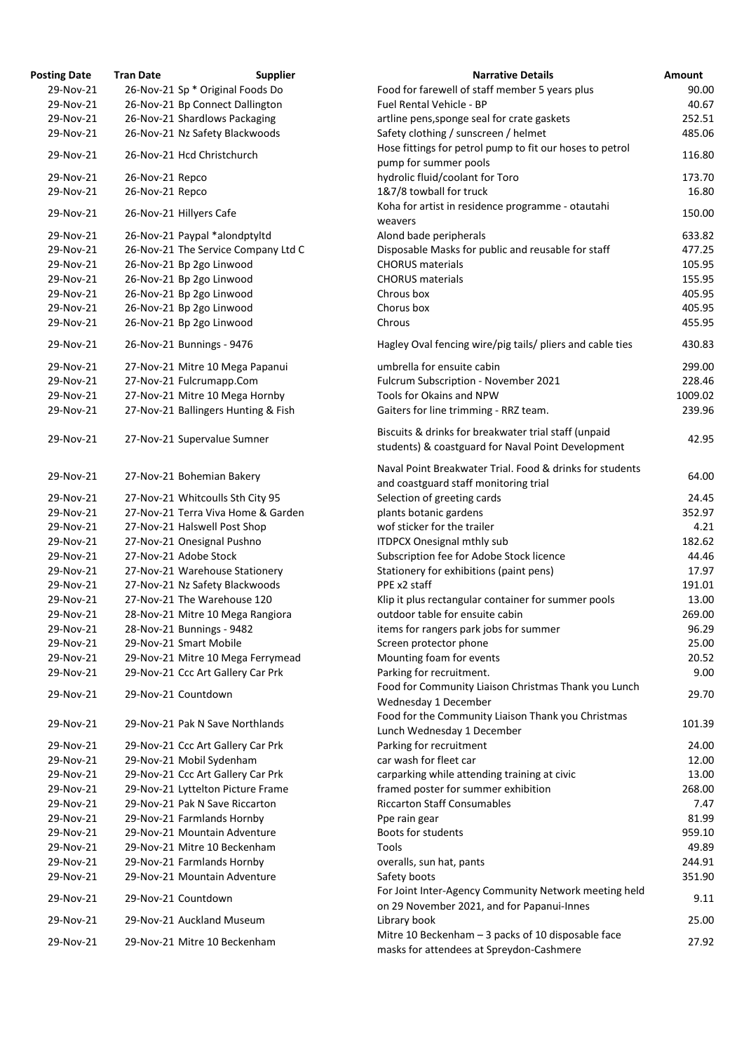| Posting Date | Tran Date | Supplier | Narrative Details | Amount |
|---|---|---|---|---|
| 29-Nov-21 | 26-Nov-21 | Sp * Original Foods Do | Food for farewell of staff member 5 years plus | 90.00 |
| 29-Nov-21 | 26-Nov-21 | Bp Connect Dallington | Fuel Rental Vehicle - BP | 40.67 |
| 29-Nov-21 | 26-Nov-21 | Shardlows Packaging | artline pens,sponge seal for crate gaskets | 252.51 |
| 29-Nov-21 | 26-Nov-21 | Nz Safety Blackwoods | Safety clothing / sunscreen / helmet | 485.06 |
| 29-Nov-21 | 26-Nov-21 | Hcd Christchurch | Hose fittings for petrol pump to fit our hoses to petrol pump for summer pools | 116.80 |
| 29-Nov-21 | 26-Nov-21 | Repco | hydrolic fluid/coolant for Toro | 173.70 |
| 29-Nov-21 | 26-Nov-21 | Repco | 1&7/8 towball for truck | 16.80 |
| 29-Nov-21 | 26-Nov-21 | Hillyers Cafe | Koha for artist in residence programme - otautahi weavers | 150.00 |
| 29-Nov-21 | 26-Nov-21 | Paypal *alondptyltd | Alond bade peripherals | 633.82 |
| 29-Nov-21 | 26-Nov-21 | The Service Company Ltd C | Disposable Masks for public and reusable for staff | 477.25 |
| 29-Nov-21 | 26-Nov-21 | Bp 2go Linwood | CHORUS materials | 105.95 |
| 29-Nov-21 | 26-Nov-21 | Bp 2go Linwood | CHORUS materials | 155.95 |
| 29-Nov-21 | 26-Nov-21 | Bp 2go Linwood | Chrous box | 405.95 |
| 29-Nov-21 | 26-Nov-21 | Bp 2go Linwood | Chorus box | 405.95 |
| 29-Nov-21 | 26-Nov-21 | Bp 2go Linwood | Chrous | 455.95 |
| 29-Nov-21 | 26-Nov-21 | Bunnings - 9476 | Hagley Oval fencing wire/pig tails/ pliers and cable ties | 430.83 |
| 29-Nov-21 | 27-Nov-21 | Mitre 10 Mega Papanui | umbrella for ensuite cabin | 299.00 |
| 29-Nov-21 | 27-Nov-21 | Fulcrumapp.Com | Fulcrum Subscription - November 2021 | 228.46 |
| 29-Nov-21 | 27-Nov-21 | Mitre 10 Mega Hornby | Tools for Okains and NPW | 1009.02 |
| 29-Nov-21 | 27-Nov-21 | Ballingers Hunting & Fish | Gaiters for line trimming - RRZ team. | 239.96 |
| 29-Nov-21 | 27-Nov-21 | Supervalue Sumner | Biscuits & drinks for breakwater trial staff (unpaid students) & coastguard for Naval Point Development | 42.95 |
| 29-Nov-21 | 27-Nov-21 | Bohemian Bakery | Naval Point Breakwater Trial. Food & drinks for students and coastguard staff monitoring trial | 64.00 |
| 29-Nov-21 | 27-Nov-21 | Whitcoulls Sth City 95 | Selection of greeting cards | 24.45 |
| 29-Nov-21 | 27-Nov-21 | Terra Viva Home & Garden | plants botanic gardens | 352.97 |
| 29-Nov-21 | 27-Nov-21 | Halswell Post Shop | wof sticker for the trailer | 4.21 |
| 29-Nov-21 | 27-Nov-21 | Onesignal Pushno | ITDPCX Onesignal mthly sub | 182.62 |
| 29-Nov-21 | 27-Nov-21 | Adobe Stock | Subscription fee for Adobe Stock licence | 44.46 |
| 29-Nov-21 | 27-Nov-21 | Warehouse Stationery | Stationery for exhibitions (paint pens) | 17.97 |
| 29-Nov-21 | 27-Nov-21 | Nz Safety Blackwoods | PPE x2 staff | 191.01 |
| 29-Nov-21 | 27-Nov-21 | The Warehouse 120 | Klip it plus rectangular container for summer pools | 13.00 |
| 29-Nov-21 | 28-Nov-21 | Mitre 10 Mega Rangiora | outdoor table for ensuite cabin | 269.00 |
| 29-Nov-21 | 28-Nov-21 | Bunnings - 9482 | items for rangers park jobs for summer | 96.29 |
| 29-Nov-21 | 29-Nov-21 | Smart Mobile | Screen protector phone | 25.00 |
| 29-Nov-21 | 29-Nov-21 | Mitre 10 Mega Ferrymead | Mounting foam for events | 20.52 |
| 29-Nov-21 | 29-Nov-21 | Ccc Art Gallery Car Prk | Parking for recruitment. | 9.00 |
| 29-Nov-21 | 29-Nov-21 | Countdown | Food for Community Liaison Christmas Thank you Lunch Wednesday 1 December | 29.70 |
| 29-Nov-21 | 29-Nov-21 | Pak N Save Northlands | Food for the Community Liaison Thank you Christmas Lunch Wednesday 1 December | 101.39 |
| 29-Nov-21 | 29-Nov-21 | Ccc Art Gallery Car Prk | Parking for recruitment | 24.00 |
| 29-Nov-21 | 29-Nov-21 | Mobil Sydenham | car wash for fleet car | 12.00 |
| 29-Nov-21 | 29-Nov-21 | Ccc Art Gallery Car Prk | carparking while attending training at civic | 13.00 |
| 29-Nov-21 | 29-Nov-21 | Lyttelton Picture Frame | framed poster for summer exhibition | 268.00 |
| 29-Nov-21 | 29-Nov-21 | Pak N Save Riccarton | Riccarton Staff Consumables | 7.47 |
| 29-Nov-21 | 29-Nov-21 | Farmlands Hornby | Ppe rain gear | 81.99 |
| 29-Nov-21 | 29-Nov-21 | Mountain Adventure | Boots for students | 959.10 |
| 29-Nov-21 | 29-Nov-21 | Mitre 10 Beckenham | Tools | 49.89 |
| 29-Nov-21 | 29-Nov-21 | Farmlands Hornby | overalls, sun hat, pants | 244.91 |
| 29-Nov-21 | 29-Nov-21 | Mountain Adventure | Safety boots | 351.90 |
| 29-Nov-21 | 29-Nov-21 | Countdown | For Joint Inter-Agency Community Network meeting held on 29 November 2021, and for Papanui-Innes | 9.11 |
| 29-Nov-21 | 29-Nov-21 | Auckland Museum | Library book | 25.00 |
| 29-Nov-21 | 29-Nov-21 | Mitre 10 Beckenham | Mitre 10 Beckenham – 3 packs of 10 disposable face masks for attendees at Spreydon-Cashmere | 27.92 |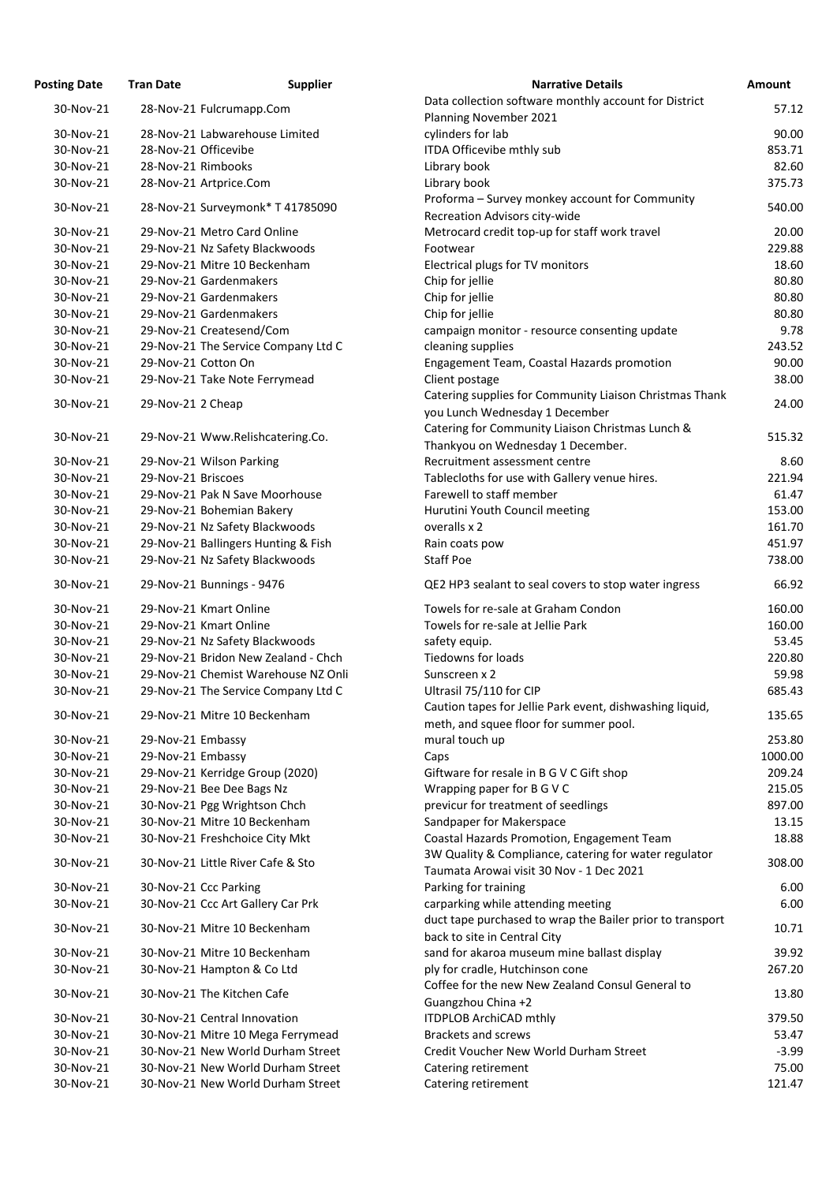| Posting Date | Tran Date | Supplier | Narrative Details | Amount |
|---|---|---|---|---|
| 30-Nov-21 | 28-Nov-21 | Fulcrumapp.Com | Data collection software monthly account for District Planning November 2021 | 57.12 |
| 30-Nov-21 | 28-Nov-21 | Labwarehouse Limited | cylinders for lab | 90.00 |
| 30-Nov-21 | 28-Nov-21 | Officevibe | ITDA Officevibe mthly sub | 853.71 |
| 30-Nov-21 | 28-Nov-21 | Rimbooks | Library book | 82.60 |
| 30-Nov-21 | 28-Nov-21 | Artprice.Com | Library book | 375.73 |
| 30-Nov-21 | 28-Nov-21 | Surveymonk* T 41785090 | Proforma – Survey monkey account for Community Recreation Advisors city-wide | 540.00 |
| 30-Nov-21 | 29-Nov-21 | Metro Card Online | Metrocard credit top-up for staff work travel | 20.00 |
| 30-Nov-21 | 29-Nov-21 | Nz Safety Blackwoods | Footwear | 229.88 |
| 30-Nov-21 | 29-Nov-21 | Mitre 10 Beckenham | Electrical plugs for TV monitors | 18.60 |
| 30-Nov-21 | 29-Nov-21 | Gardenmakers | Chip for jellie | 80.80 |
| 30-Nov-21 | 29-Nov-21 | Gardenmakers | Chip for jellie | 80.80 |
| 30-Nov-21 | 29-Nov-21 | Gardenmakers | Chip for jellie | 80.80 |
| 30-Nov-21 | 29-Nov-21 | Createsend/Com | campaign monitor - resource consenting update | 9.78 |
| 30-Nov-21 | 29-Nov-21 | The Service Company Ltd C | cleaning supplies | 243.52 |
| 30-Nov-21 | 29-Nov-21 | Cotton On | Engagement Team, Coastal Hazards promotion | 90.00 |
| 30-Nov-21 | 29-Nov-21 | Take Note Ferrymead | Client postage | 38.00 |
| 30-Nov-21 | 29-Nov-21 | 2 Cheap | Catering supplies for Community Liaison Christmas Thank you Lunch Wednesday 1 December | 24.00 |
| 30-Nov-21 | 29-Nov-21 | Www.Relishcatering.Co. | Catering for Community Liaison Christmas Lunch & Thankyou on Wednesday 1 December. | 515.32 |
| 30-Nov-21 | 29-Nov-21 | Wilson Parking | Recruitment assessment centre | 8.60 |
| 30-Nov-21 | 29-Nov-21 | Briscoes | Tablecloths for use with Gallery venue hires. | 221.94 |
| 30-Nov-21 | 29-Nov-21 | Pak N Save Moorhouse | Farewell to staff member | 61.47 |
| 30-Nov-21 | 29-Nov-21 | Bohemian Bakery | Hurutini Youth Council meeting | 153.00 |
| 30-Nov-21 | 29-Nov-21 | Nz Safety Blackwoods | overalls x 2 | 161.70 |
| 30-Nov-21 | 29-Nov-21 | Ballingers Hunting & Fish | Rain coats pow | 451.97 |
| 30-Nov-21 | 29-Nov-21 | Nz Safety Blackwoods | Staff Poe | 738.00 |
| 30-Nov-21 | 29-Nov-21 | Bunnings - 9476 | QE2 HP3 sealant to seal covers to stop water ingress | 66.92 |
| 30-Nov-21 | 29-Nov-21 | Kmart Online | Towels for re-sale at Graham Condon | 160.00 |
| 30-Nov-21 | 29-Nov-21 | Kmart Online | Towels for re-sale at Jellie Park | 160.00 |
| 30-Nov-21 | 29-Nov-21 | Nz Safety Blackwoods | safety equip. | 53.45 |
| 30-Nov-21 | 29-Nov-21 | Bridon New Zealand - Chch | Tiedowns for loads | 220.80 |
| 30-Nov-21 | 29-Nov-21 | Chemist Warehouse NZ Onli | Sunscreen x 2 | 59.98 |
| 30-Nov-21 | 29-Nov-21 | The Service Company Ltd C | Ultrasil 75/110 for CIP | 685.43 |
| 30-Nov-21 | 29-Nov-21 | Mitre 10 Beckenham | Caution tapes for Jellie Park event, dishwashing liquid, meth, and squee floor for summer pool. | 135.65 |
| 30-Nov-21 | 29-Nov-21 | Embassy | mural touch up | 253.80 |
| 30-Nov-21 | 29-Nov-21 | Embassy | Caps | 1000.00 |
| 30-Nov-21 | 29-Nov-21 | Kerridge Group (2020) | Giftware for resale in B G V C Gift shop | 209.24 |
| 30-Nov-21 | 29-Nov-21 | Bee Dee Bags Nz | Wrapping paper for B G V C | 215.05 |
| 30-Nov-21 | 30-Nov-21 | Pgg Wrightson Chch | previcur for treatment of seedlings | 897.00 |
| 30-Nov-21 | 30-Nov-21 | Mitre 10 Beckenham | Sandpaper for Makerspace | 13.15 |
| 30-Nov-21 | 30-Nov-21 | Freshchoice City Mkt | Coastal Hazards Promotion, Engagement Team | 18.88 |
| 30-Nov-21 | 30-Nov-21 | Little River Cafe & Sto | 3W Quality & Compliance, catering for water regulator Taumata Arowai visit 30 Nov - 1 Dec 2021 | 308.00 |
| 30-Nov-21 | 30-Nov-21 | Ccc Parking | Parking for training | 6.00 |
| 30-Nov-21 | 30-Nov-21 | Ccc Art Gallery Car Prk | carparking while attending meeting | 6.00 |
| 30-Nov-21 | 30-Nov-21 | Mitre 10 Beckenham | duct tape purchased to wrap the Bailer prior to transport back to site in Central City | 10.71 |
| 30-Nov-21 | 30-Nov-21 | Mitre 10 Beckenham | sand for akaroa museum mine ballast display | 39.92 |
| 30-Nov-21 | 30-Nov-21 | Hampton & Co Ltd | ply for cradle, Hutchinson cone | 267.20 |
| 30-Nov-21 | 30-Nov-21 | The Kitchen Cafe | Coffee for the new New Zealand Consul General to Guangzhou China +2 | 13.80 |
| 30-Nov-21 | 30-Nov-21 | Central Innovation | ITDPLOB ArchiCAD mthly | 379.50 |
| 30-Nov-21 | 30-Nov-21 | Mitre 10 Mega Ferrymead | Brackets and screws | 53.47 |
| 30-Nov-21 | 30-Nov-21 | New World Durham Street | Credit Voucher New World Durham Street | -3.99 |
| 30-Nov-21 | 30-Nov-21 | New World Durham Street | Catering retirement | 75.00 |
| 30-Nov-21 | 30-Nov-21 | New World Durham Street | Catering retirement | 121.47 |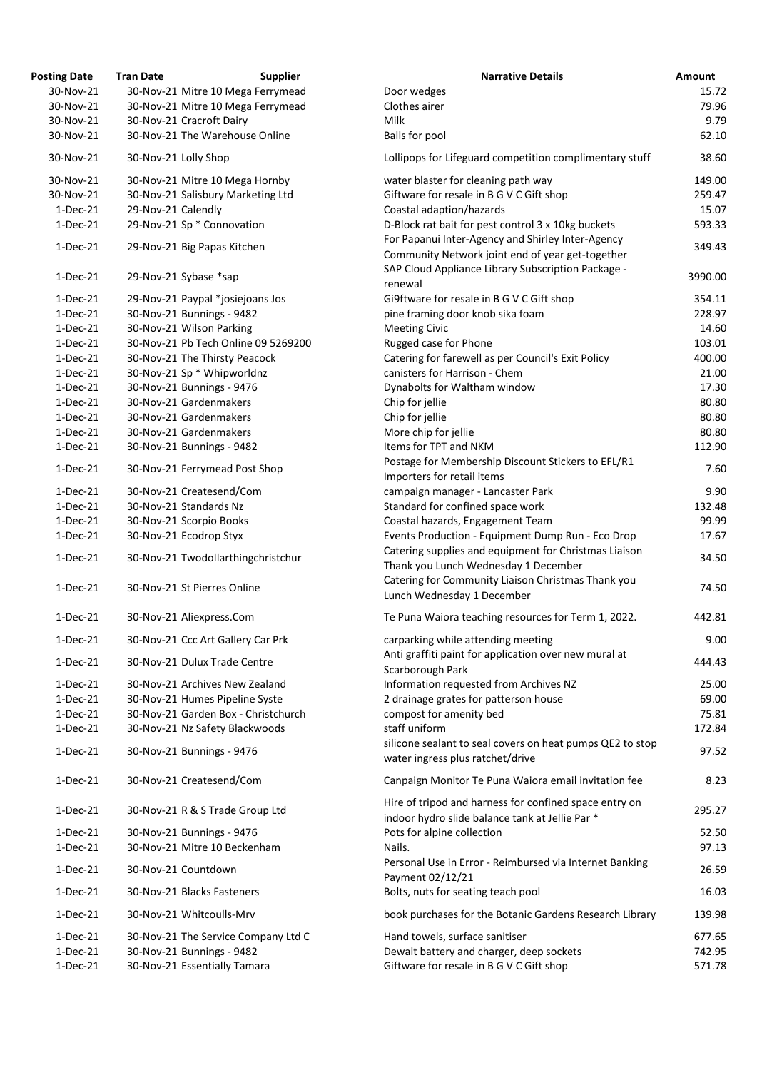| Posting Date | Tran Date | Supplier | Narrative Details | Amount |
| --- | --- | --- | --- | --- |
| 30-Nov-21 | 30-Nov-21 | Mitre 10 Mega Ferrymead | Door wedges | 15.72 |
| 30-Nov-21 | 30-Nov-21 | Mitre 10 Mega Ferrymead | Clothes airer | 79.96 |
| 30-Nov-21 | 30-Nov-21 | Cracroft Dairy | Milk | 9.79 |
| 30-Nov-21 | 30-Nov-21 | The Warehouse Online | Balls for pool | 62.10 |
| 30-Nov-21 | 30-Nov-21 | Lolly Shop | Lollipops for Lifeguard competition complimentary stuff | 38.60 |
| 30-Nov-21 | 30-Nov-21 | Mitre 10 Mega Hornby | water blaster for cleaning path way | 149.00 |
| 30-Nov-21 | 30-Nov-21 | Salisbury Marketing Ltd | Giftware for resale in B G V C Gift shop | 259.47 |
| 1-Dec-21 | 29-Nov-21 | Calendly | Coastal adaption/hazards | 15.07 |
| 1-Dec-21 | 29-Nov-21 | Sp * Connovation | D-Block rat bait for pest control 3 x 10kg buckets | 593.33 |
| 1-Dec-21 | 29-Nov-21 | Big Papas Kitchen | For Papanui Inter-Agency and Shirley Inter-Agency Community Network joint end of year get-together | 349.43 |
| 1-Dec-21 | 29-Nov-21 | Sybase *sap | SAP Cloud Appliance Library Subscription Package - renewal | 3990.00 |
| 1-Dec-21 | 29-Nov-21 | Paypal *josiejoans Jos | Gi9ftware for resale in B G V C Gift shop | 354.11 |
| 1-Dec-21 | 30-Nov-21 | Bunnings - 9482 | pine framing door knob sika foam | 228.97 |
| 1-Dec-21 | 30-Nov-21 | Wilson Parking | Meeting Civic | 14.60 |
| 1-Dec-21 | 30-Nov-21 | Pb Tech Online 09 5269200 | Rugged case for Phone | 103.01 |
| 1-Dec-21 | 30-Nov-21 | The Thirsty Peacock | Catering for farewell as per Council's Exit Policy | 400.00 |
| 1-Dec-21 | 30-Nov-21 | Sp * Whipworldnz | canisters for Harrison - Chem | 21.00 |
| 1-Dec-21 | 30-Nov-21 | Bunnings - 9476 | Dynabolts for Waltham window | 17.30 |
| 1-Dec-21 | 30-Nov-21 | Gardenmakers | Chip for jellie | 80.80 |
| 1-Dec-21 | 30-Nov-21 | Gardenmakers | Chip for jellie | 80.80 |
| 1-Dec-21 | 30-Nov-21 | Gardenmakers | More chip for jellie | 80.80 |
| 1-Dec-21 | 30-Nov-21 | Bunnings - 9482 | Items for TPT and NKM | 112.90 |
| 1-Dec-21 | 30-Nov-21 | Ferrymead Post Shop | Postage for Membership Discount Stickers to EFL/R1 Importers for retail items | 7.60 |
| 1-Dec-21 | 30-Nov-21 | Createsend/Com | campaign manager - Lancaster Park | 9.90 |
| 1-Dec-21 | 30-Nov-21 | Standards Nz | Standard for confined space work | 132.48 |
| 1-Dec-21 | 30-Nov-21 | Scorpio Books | Coastal hazards, Engagement Team | 99.99 |
| 1-Dec-21 | 30-Nov-21 | Ecodrop Styx | Events Production - Equipment Dump Run - Eco Drop | 17.67 |
| 1-Dec-21 | 30-Nov-21 | Twodollarthingchristchur | Catering supplies and equipment for Christmas Liaison Thank you Lunch Wednesday 1 December | 34.50 |
| 1-Dec-21 | 30-Nov-21 | St Pierres Online | Catering for Community Liaison Christmas Thank you Lunch Wednesday 1 December | 74.50 |
| 1-Dec-21 | 30-Nov-21 | Aliexpress.Com | Te Puna Waiora teaching resources for Term 1, 2022. | 442.81 |
| 1-Dec-21 | 30-Nov-21 | Ccc Art Gallery Car Prk | carparking while attending meeting | 9.00 |
| 1-Dec-21 | 30-Nov-21 | Dulux Trade Centre | Anti graffiti paint for application over new mural at Scarborough Park | 444.43 |
| 1-Dec-21 | 30-Nov-21 | Archives New Zealand | Information requested from Archives NZ | 25.00 |
| 1-Dec-21 | 30-Nov-21 | Humes Pipeline Syste | 2 drainage grates for patterson house | 69.00 |
| 1-Dec-21 | 30-Nov-21 | Garden Box - Christchurch | compost for amenity bed | 75.81 |
| 1-Dec-21 | 30-Nov-21 | Nz Safety Blackwoods | staff uniform | 172.84 |
| 1-Dec-21 | 30-Nov-21 | Bunnings - 9476 | silicone sealant to seal covers on heat pumps QE2 to stop water ingress plus ratchet/drive | 97.52 |
| 1-Dec-21 | 30-Nov-21 | Createsend/Com | Canpaign Monitor Te Puna Waiora email invitation fee | 8.23 |
| 1-Dec-21 | 30-Nov-21 | R & S Trade Group Ltd | Hire of tripod and harness for confined space entry on indoor hydro slide balance tank at Jellie Par * | 295.27 |
| 1-Dec-21 | 30-Nov-21 | Bunnings - 9476 | Pots for alpine collection | 52.50 |
| 1-Dec-21 | 30-Nov-21 | Mitre 10 Beckenham | Nails. | 97.13 |
| 1-Dec-21 | 30-Nov-21 | Countdown | Personal Use in Error - Reimbursed via Internet Banking Payment 02/12/21 | 26.59 |
| 1-Dec-21 | 30-Nov-21 | Blacks Fasteners | Bolts, nuts for seating teach pool | 16.03 |
| 1-Dec-21 | 30-Nov-21 | Whitcoulls-Mrv | book purchases for the Botanic Gardens Research Library | 139.98 |
| 1-Dec-21 | 30-Nov-21 | The Service Company Ltd C | Hand towels, surface sanitiser | 677.65 |
| 1-Dec-21 | 30-Nov-21 | Bunnings - 9482 | Dewalt battery and charger, deep sockets | 742.95 |
| 1-Dec-21 | 30-Nov-21 | Essentially Tamara | Giftware for resale in B G V C Gift shop | 571.78 |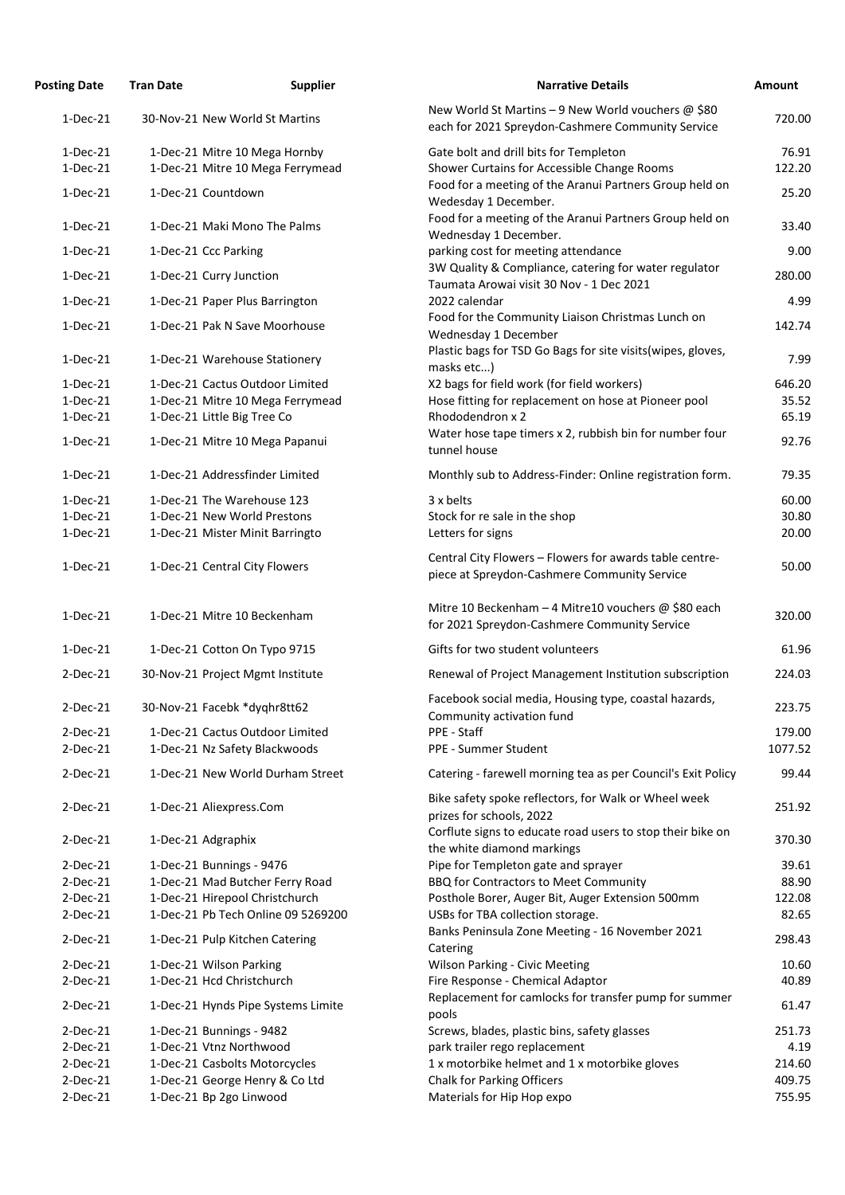| Posting Date | Tran Date | Supplier | Narrative Details | Amount |
|---|---|---|---|---|
| 1-Dec-21 | 30-Nov-21 | New World St Martins | New World St Martins – 9 New World vouchers @ $80 each for 2021 Spreydon-Cashmere Community Service | 720.00 |
| 1-Dec-21 | 1-Dec-21 | Mitre 10 Mega Hornby | Gate bolt and drill bits for Templeton | 76.91 |
| 1-Dec-21 | 1-Dec-21 | Mitre 10 Mega Ferrymead | Shower Curtains for Accessible Change Rooms | 122.20 |
| 1-Dec-21 | 1-Dec-21 | Countdown | Food for a meeting of the Aranui Partners Group held on Wedesday 1 December. | 25.20 |
| 1-Dec-21 | 1-Dec-21 | Maki Mono The Palms | Food for a meeting of the Aranui Partners Group held on Wednesday 1 December. | 33.40 |
| 1-Dec-21 | 1-Dec-21 | Ccc Parking | parking cost for meeting attendance | 9.00 |
| 1-Dec-21 | 1-Dec-21 | Curry Junction | 3W Quality & Compliance, catering for water regulator Taumata Arowai visit 30 Nov - 1 Dec 2021 | 280.00 |
| 1-Dec-21 | 1-Dec-21 | Paper Plus Barrington | 2022 calendar | 4.99 |
| 1-Dec-21 | 1-Dec-21 | Pak N Save Moorhouse | Food for the Community Liaison Christmas Lunch on Wednesday 1 December | 142.74 |
| 1-Dec-21 | 1-Dec-21 | Warehouse Stationery | Plastic bags for TSD Go Bags for site visits(wipes, gloves, masks etc...) | 7.99 |
| 1-Dec-21 | 1-Dec-21 | Cactus Outdoor Limited | X2 bags for field work (for field workers) | 646.20 |
| 1-Dec-21 | 1-Dec-21 | Mitre 10 Mega Ferrymead | Hose fitting for replacement on hose at Pioneer pool | 35.52 |
| 1-Dec-21 | 1-Dec-21 | Little Big Tree Co | Rhododendron x 2 | 65.19 |
| 1-Dec-21 | 1-Dec-21 | Mitre 10 Mega Papanui | Water hose tape timers x 2, rubbish bin for number four tunnel house | 92.76 |
| 1-Dec-21 | 1-Dec-21 | Addressfinder Limited | Monthly sub to Address-Finder: Online registration form. | 79.35 |
| 1-Dec-21 | 1-Dec-21 | The Warehouse 123 | 3 x belts | 60.00 |
| 1-Dec-21 | 1-Dec-21 | New World Prestons | Stock for re sale in the shop | 30.80 |
| 1-Dec-21 | 1-Dec-21 | Mister Minit Barringto | Letters for signs | 20.00 |
| 1-Dec-21 | 1-Dec-21 | Central City Flowers | Central City Flowers – Flowers for awards table centre-piece at Spreydon-Cashmere Community Service | 50.00 |
| 1-Dec-21 | 1-Dec-21 | Mitre 10 Beckenham | Mitre 10 Beckenham – 4 Mitre10 vouchers @ $80 each for 2021 Spreydon-Cashmere Community Service | 320.00 |
| 1-Dec-21 | 1-Dec-21 | Cotton On Typo 9715 | Gifts for two student volunteers | 61.96 |
| 2-Dec-21 | 30-Nov-21 | Project Mgmt Institute | Renewal of Project Management Institution subscription | 224.03 |
| 2-Dec-21 | 30-Nov-21 | Facebk *dyqhr8tt62 | Facebook social media, Housing type, coastal hazards, Community activation fund | 223.75 |
| 2-Dec-21 | 1-Dec-21 | Cactus Outdoor Limited | PPE - Staff | 179.00 |
| 2-Dec-21 | 1-Dec-21 | Nz Safety Blackwoods | PPE - Summer Student | 1077.52 |
| 2-Dec-21 | 1-Dec-21 | New World Durham Street | Catering - farewell morning tea as per Council's Exit Policy | 99.44 |
| 2-Dec-21 | 1-Dec-21 | Aliexpress.Com | Bike safety spoke reflectors, for Walk or Wheel week prizes for schools, 2022 | 251.92 |
| 2-Dec-21 | 1-Dec-21 | Adgraphix | Corflute signs to educate road users to stop their bike on the white diamond markings | 370.30 |
| 2-Dec-21 | 1-Dec-21 | Bunnings - 9476 | Pipe for Templeton gate and sprayer | 39.61 |
| 2-Dec-21 | 1-Dec-21 | Mad Butcher Ferry Road | BBQ for Contractors to Meet Community | 88.90 |
| 2-Dec-21 | 1-Dec-21 | Hirepool Christchurch | Posthole Borer, Auger Bit, Auger Extension 500mm | 122.08 |
| 2-Dec-21 | 1-Dec-21 | Pb Tech Online 09 5269200 | USBs for TBA collection storage. | 82.65 |
| 2-Dec-21 | 1-Dec-21 | Pulp Kitchen Catering | Banks Peninsula Zone Meeting - 16 November 2021 Catering | 298.43 |
| 2-Dec-21 | 1-Dec-21 | Wilson Parking | Wilson Parking - Civic Meeting | 10.60 |
| 2-Dec-21 | 1-Dec-21 | Hcd Christchurch | Fire Response - Chemical Adaptor | 40.89 |
| 2-Dec-21 | 1-Dec-21 | Hynds Pipe Systems Limite | Replacement for camlocks for transfer pump for summer pools | 61.47 |
| 2-Dec-21 | 1-Dec-21 | Bunnings - 9482 | Screws, blades, plastic bins, safety glasses | 251.73 |
| 2-Dec-21 | 1-Dec-21 | Vtnz Northwood | park trailer rego replacement | 4.19 |
| 2-Dec-21 | 1-Dec-21 | Casbolts Motorcycles | 1 x motorbike helmet and 1 x motorbike gloves | 214.60 |
| 2-Dec-21 | 1-Dec-21 | George Henry & Co Ltd | Chalk for Parking Officers | 409.75 |
| 2-Dec-21 | 1-Dec-21 | Bp 2go Linwood | Materials for Hip Hop expo | 755.95 |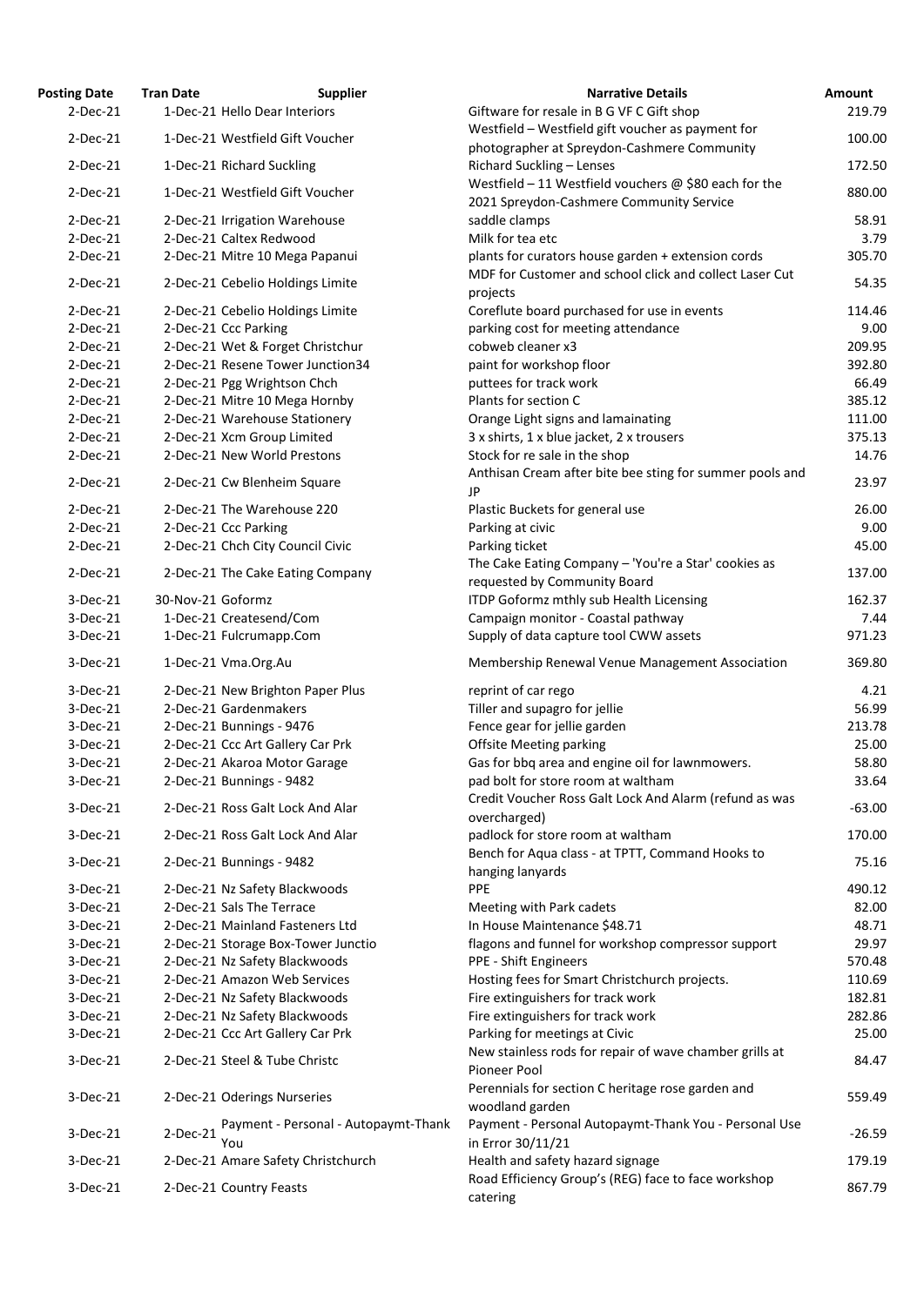| Posting Date | Tran Date | Supplier | Narrative Details | Amount |
|---|---|---|---|---|
| 2-Dec-21 | 1-Dec-21 | Hello Dear Interiors | Giftware for resale in B G VF C Gift shop | 219.79 |
| 2-Dec-21 | 1-Dec-21 | Westfield Gift Voucher | Westfield – Westfield gift voucher as payment for photographer at Spreydon-Cashmere Community | 100.00 |
| 2-Dec-21 | 1-Dec-21 | Richard Suckling | Richard Suckling – Lenses | 172.50 |
| 2-Dec-21 | 1-Dec-21 | Westfield Gift Voucher | Westfield – 11 Westfield vouchers @ $80 each for the 2021 Spreydon-Cashmere Community Service | 880.00 |
| 2-Dec-21 | 2-Dec-21 | Irrigation Warehouse | saddle clamps | 58.91 |
| 2-Dec-21 | 2-Dec-21 | Caltex Redwood | Milk for tea etc | 3.79 |
| 2-Dec-21 | 2-Dec-21 | Mitre 10 Mega Papanui | plants for curators house garden + extension cords | 305.70 |
| 2-Dec-21 | 2-Dec-21 | Cebelio Holdings Limite | MDF for Customer and school click and collect Laser Cut projects | 54.35 |
| 2-Dec-21 | 2-Dec-21 | Cebelio Holdings Limite | Coreflute board purchased for use in events | 114.46 |
| 2-Dec-21 | 2-Dec-21 | Ccc Parking | parking cost for meeting attendance | 9.00 |
| 2-Dec-21 | 2-Dec-21 | Wet & Forget Christchur | cobweb cleaner x3 | 209.95 |
| 2-Dec-21 | 2-Dec-21 | Resene Tower Junction34 | paint for workshop floor | 392.80 |
| 2-Dec-21 | 2-Dec-21 | Pgg Wrightson Chch | puttees for track work | 66.49 |
| 2-Dec-21 | 2-Dec-21 | Mitre 10 Mega Hornby | Plants for section C | 385.12 |
| 2-Dec-21 | 2-Dec-21 | Warehouse Stationery | Orange Light signs and lamainating | 111.00 |
| 2-Dec-21 | 2-Dec-21 | Xcm Group Limited | 3 x shirts, 1 x blue jacket, 2 x trousers | 375.13 |
| 2-Dec-21 | 2-Dec-21 | New World Prestons | Stock for re sale in the shop | 14.76 |
| 2-Dec-21 | 2-Dec-21 | Cw Blenheim Square | Anthisan Cream after bite bee sting for summer pools and JP | 23.97 |
| 2-Dec-21 | 2-Dec-21 | The Warehouse 220 | Plastic Buckets for general use | 26.00 |
| 2-Dec-21 | 2-Dec-21 | Ccc Parking | Parking at civic | 9.00 |
| 2-Dec-21 | 2-Dec-21 | Chch City Council Civic | Parking ticket | 45.00 |
| 2-Dec-21 | 2-Dec-21 | The Cake Eating Company | The Cake Eating Company – 'You're a Star' cookies as requested by Community Board | 137.00 |
| 3-Dec-21 | 30-Nov-21 | Goformz | ITDP Goformz mthly sub Health Licensing | 162.37 |
| 3-Dec-21 | 1-Dec-21 | Createsend/Com | Campaign monitor - Coastal pathway | 7.44 |
| 3-Dec-21 | 1-Dec-21 | Fulcrumapp.Com | Supply of data capture tool CWW assets | 971.23 |
| 3-Dec-21 | 1-Dec-21 | Vma.Org.Au | Membership Renewal Venue Management Association | 369.80 |
| 3-Dec-21 | 2-Dec-21 | New Brighton Paper Plus | reprint of car rego | 4.21 |
| 3-Dec-21 | 2-Dec-21 | Gardenmakers | Tiller and supagro for jellie | 56.99 |
| 3-Dec-21 | 2-Dec-21 | Bunnings - 9476 | Fence gear for jellie garden | 213.78 |
| 3-Dec-21 | 2-Dec-21 | Ccc Art Gallery Car Prk | Offsite Meeting parking | 25.00 |
| 3-Dec-21 | 2-Dec-21 | Akaroa Motor Garage | Gas for bbq area and engine oil for lawnmowers. | 58.80 |
| 3-Dec-21 | 2-Dec-21 | Bunnings - 9482 | pad bolt for store room at waltham | 33.64 |
| 3-Dec-21 | 2-Dec-21 | Ross Galt Lock And Alar | Credit Voucher Ross Galt Lock And Alarm (refund as was overcharged) | -63.00 |
| 3-Dec-21 | 2-Dec-21 | Ross Galt Lock And Alar | padlock for store room at waltham | 170.00 |
| 3-Dec-21 | 2-Dec-21 | Bunnings - 9482 | Bench for Aqua class - at TPTT, Command Hooks to hanging lanyards | 75.16 |
| 3-Dec-21 | 2-Dec-21 | Nz Safety Blackwoods | PPE | 490.12 |
| 3-Dec-21 | 2-Dec-21 | Sals The Terrace | Meeting with Park cadets | 82.00 |
| 3-Dec-21 | 2-Dec-21 | Mainland Fasteners Ltd | In House Maintenance $48.71 | 48.71 |
| 3-Dec-21 | 2-Dec-21 | Storage Box-Tower Junctio | flagons and funnel for workshop compressor support | 29.97 |
| 3-Dec-21 | 2-Dec-21 | Nz Safety Blackwoods | PPE - Shift Engineers | 570.48 |
| 3-Dec-21 | 2-Dec-21 | Amazon Web Services | Hosting fees for Smart Christchurch projects. | 110.69 |
| 3-Dec-21 | 2-Dec-21 | Nz Safety Blackwoods | Fire extinguishers for track work | 182.81 |
| 3-Dec-21 | 2-Dec-21 | Nz Safety Blackwoods | Fire extinguishers for track work | 282.86 |
| 3-Dec-21 | 2-Dec-21 | Ccc Art Gallery Car Prk | Parking for meetings at Civic | 25.00 |
| 3-Dec-21 | 2-Dec-21 | Steel & Tube Christc | New stainless rods for repair of wave chamber grills at Pioneer Pool | 84.47 |
| 3-Dec-21 | 2-Dec-21 | Oderings Nurseries | Perennials for section C heritage rose garden and woodland garden | 559.49 |
| 3-Dec-21 | 2-Dec-21 | Payment - Personal - Autopaymt-Thank You | Payment - Personal Autopaymt-Thank You - Personal Use in Error 30/11/21 | -26.59 |
| 3-Dec-21 | 2-Dec-21 | Amare Safety Christchurch | Health and safety hazard signage | 179.19 |
| 3-Dec-21 | 2-Dec-21 | Country Feasts | Road Efficiency Group's (REG) face to face workshop catering | 867.79 |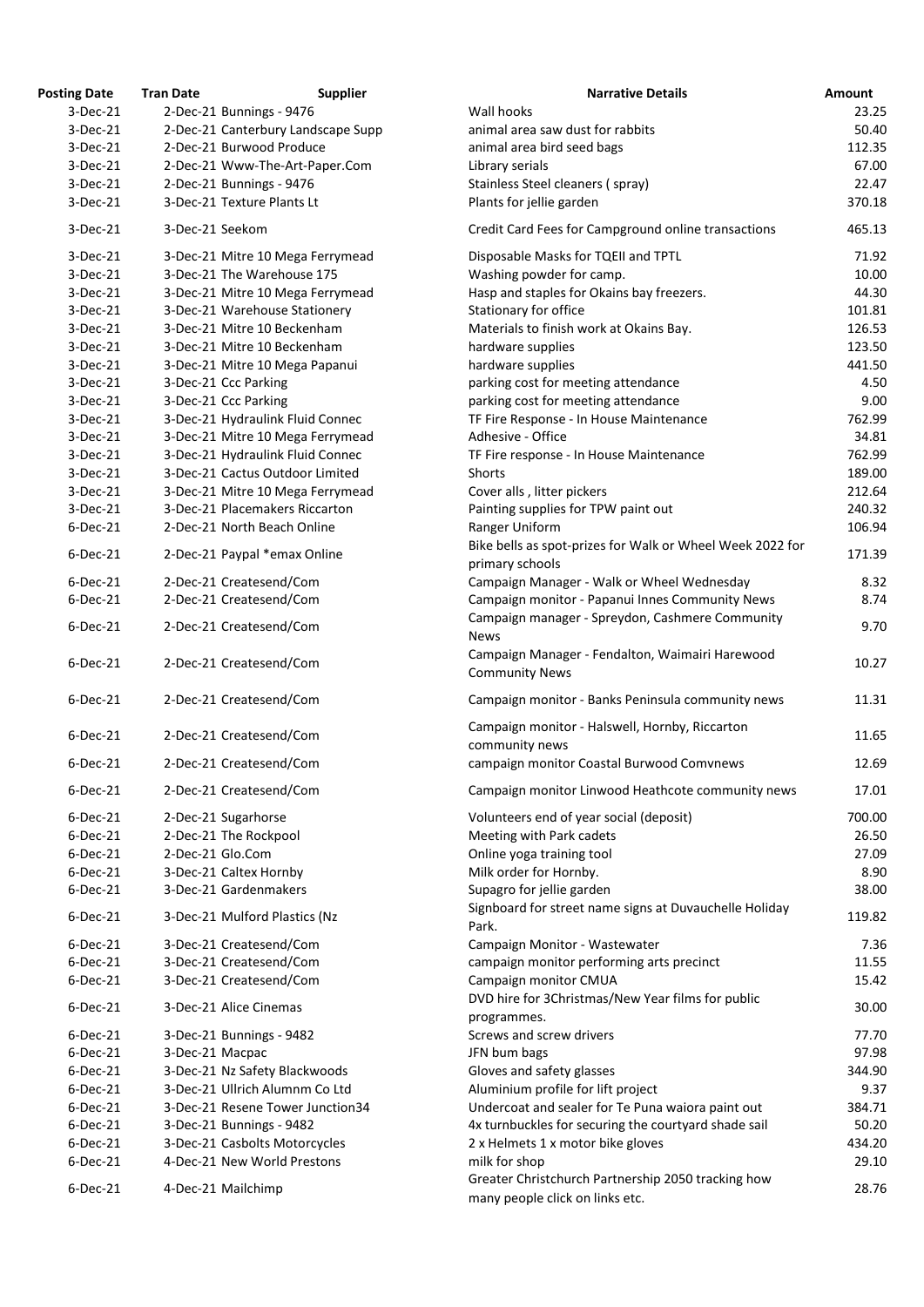| Posting Date | Tran Date | Supplier | Narrative Details | Amount |
|---|---|---|---|---|
| 3-Dec-21 | 2-Dec-21 | Bunnings - 9476 | Wall hooks | 23.25 |
| 3-Dec-21 | 2-Dec-21 | Canterbury Landscape Supp | animal area saw dust for rabbits | 50.40 |
| 3-Dec-21 | 2-Dec-21 | Burwood Produce | animal area bird seed bags | 112.35 |
| 3-Dec-21 | 2-Dec-21 | Www-The-Art-Paper.Com | Library serials | 67.00 |
| 3-Dec-21 | 2-Dec-21 | Bunnings - 9476 | Stainless Steel cleaners ( spray) | 22.47 |
| 3-Dec-21 | 3-Dec-21 | Texture Plants Lt | Plants for jellie garden | 370.18 |
| 3-Dec-21 | 3-Dec-21 | Seekom | Credit Card Fees for Campground online transactions | 465.13 |
| 3-Dec-21 | 3-Dec-21 | Mitre 10 Mega Ferrymead | Disposable Masks for TQEII and TPTL | 71.92 |
| 3-Dec-21 | 3-Dec-21 | The Warehouse 175 | Washing powder for camp. | 10.00 |
| 3-Dec-21 | 3-Dec-21 | Mitre 10 Mega Ferrymead | Hasp and staples for Okains bay freezers. | 44.30 |
| 3-Dec-21 | 3-Dec-21 | Warehouse Stationery | Stationary for office | 101.81 |
| 3-Dec-21 | 3-Dec-21 | Mitre 10 Beckenham | Materials to finish work at Okains Bay. | 126.53 |
| 3-Dec-21 | 3-Dec-21 | Mitre 10 Beckenham | hardware supplies | 123.50 |
| 3-Dec-21 | 3-Dec-21 | Mitre 10 Mega Papanui | hardware supplies | 441.50 |
| 3-Dec-21 | 3-Dec-21 | Ccc Parking | parking cost for meeting attendance | 4.50 |
| 3-Dec-21 | 3-Dec-21 | Ccc Parking | parking cost for meeting attendance | 9.00 |
| 3-Dec-21 | 3-Dec-21 | Hydraulink Fluid Connec | TF Fire Response - In House Maintenance | 762.99 |
| 3-Dec-21 | 3-Dec-21 | Mitre 10 Mega Ferrymead | Adhesive - Office | 34.81 |
| 3-Dec-21 | 3-Dec-21 | Hydraulink Fluid Connec | TF Fire response - In House Maintenance | 762.99 |
| 3-Dec-21 | 3-Dec-21 | Cactus Outdoor Limited | Shorts | 189.00 |
| 3-Dec-21 | 3-Dec-21 | Mitre 10 Mega Ferrymead | Cover alls , litter pickers | 212.64 |
| 3-Dec-21 | 3-Dec-21 | Placemakers Riccarton | Painting supplies for TPW paint out | 240.32 |
| 6-Dec-21 | 2-Dec-21 | North Beach Online | Ranger Uniform | 106.94 |
| 6-Dec-21 | 2-Dec-21 | Paypal *emax Online | Bike bells as spot-prizes for Walk or Wheel Week 2022 for primary schools | 171.39 |
| 6-Dec-21 | 2-Dec-21 | Createsend/Com | Campaign Manager - Walk or Wheel Wednesday | 8.32 |
| 6-Dec-21 | 2-Dec-21 | Createsend/Com | Campaign monitor - Papanui Innes Community News | 8.74 |
| 6-Dec-21 | 2-Dec-21 | Createsend/Com | Campaign manager - Spreydon, Cashmere Community News | 9.70 |
| 6-Dec-21 | 2-Dec-21 | Createsend/Com | Campaign Manager - Fendalton, Waimairi Harewood Community News | 10.27 |
| 6-Dec-21 | 2-Dec-21 | Createsend/Com | Campaign monitor - Banks Peninsula community news | 11.31 |
| 6-Dec-21 | 2-Dec-21 | Createsend/Com | Campaign monitor - Halswell, Hornby, Riccarton community news | 11.65 |
| 6-Dec-21 | 2-Dec-21 | Createsend/Com | campaign monitor Coastal Burwood Comvnews | 12.69 |
| 6-Dec-21 | 2-Dec-21 | Createsend/Com | Campaign monitor Linwood Heathcote community news | 17.01 |
| 6-Dec-21 | 2-Dec-21 | Sugarhorse | Volunteers end of year social (deposit) | 700.00 |
| 6-Dec-21 | 2-Dec-21 | The Rockpool | Meeting with Park cadets | 26.50 |
| 6-Dec-21 | 2-Dec-21 | Glo.Com | Online yoga training tool | 27.09 |
| 6-Dec-21 | 3-Dec-21 | Caltex Hornby | Milk order for Hornby. | 8.90 |
| 6-Dec-21 | 3-Dec-21 | Gardenmakers | Supagro for jellie garden | 38.00 |
| 6-Dec-21 | 3-Dec-21 | Mulford Plastics (Nz | Signboard for street name signs at Duvauchelle Holiday Park. | 119.82 |
| 6-Dec-21 | 3-Dec-21 | Createsend/Com | Campaign Monitor - Wastewater | 7.36 |
| 6-Dec-21 | 3-Dec-21 | Createsend/Com | campaign monitor performing arts precinct | 11.55 |
| 6-Dec-21 | 3-Dec-21 | Createsend/Com | Campaign monitor CMUA | 15.42 |
| 6-Dec-21 | 3-Dec-21 | Alice Cinemas | DVD hire for 3Christmas/New Year films for public programmes. | 30.00 |
| 6-Dec-21 | 3-Dec-21 | Bunnings - 9482 | Screws and screw drivers | 77.70 |
| 6-Dec-21 | 3-Dec-21 | Macpac | JFN bum bags | 97.98 |
| 6-Dec-21 | 3-Dec-21 | Nz Safety Blackwoods | Gloves and safety glasses | 344.90 |
| 6-Dec-21 | 3-Dec-21 | Ullrich Alumnm Co Ltd | Aluminium profile for lift project | 9.37 |
| 6-Dec-21 | 3-Dec-21 | Resene Tower Junction34 | Undercoat and sealer for Te Puna waiora paint out | 384.71 |
| 6-Dec-21 | 3-Dec-21 | Bunnings - 9482 | 4x turnbuckles for securing the courtyard shade sail | 50.20 |
| 6-Dec-21 | 3-Dec-21 | Casbolts Motorcycles | 2 x Helmets 1 x motor bike gloves | 434.20 |
| 6-Dec-21 | 4-Dec-21 | New World Prestons | milk for shop | 29.10 |
| 6-Dec-21 | 4-Dec-21 | Mailchimp | Greater Christchurch Partnership 2050 tracking how many people click on links etc. | 28.76 |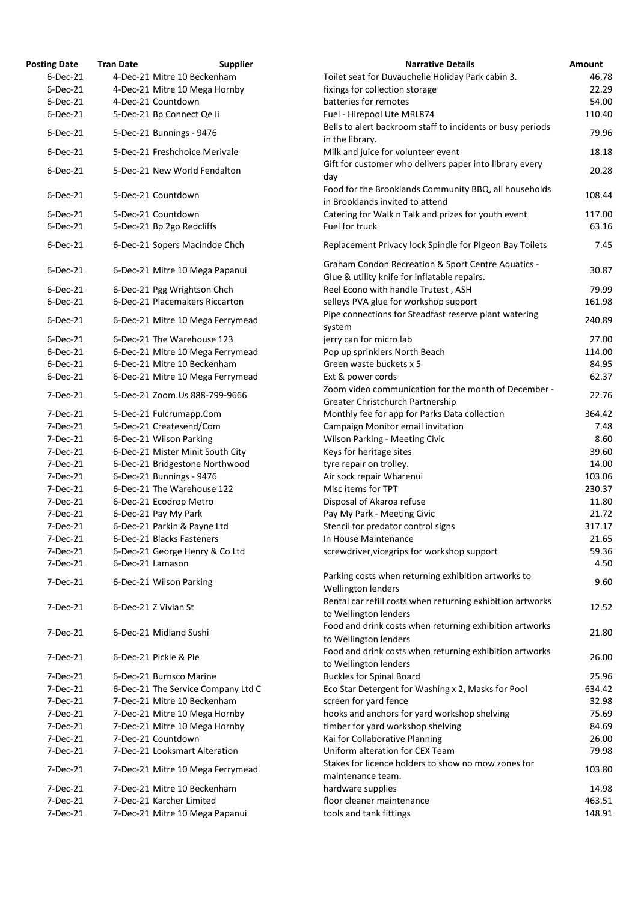| Posting Date | Tran Date | Supplier | Narrative Details | Amount |
|---|---|---|---|---|
| 6-Dec-21 | 4-Dec-21 | Mitre 10 Beckenham | Toilet seat for Duvauchelle Holiday Park cabin 3. | 46.78 |
| 6-Dec-21 | 4-Dec-21 | Mitre 10 Mega Hornby | fixings for collection storage | 22.29 |
| 6-Dec-21 | 4-Dec-21 | Countdown | batteries for remotes | 54.00 |
| 6-Dec-21 | 5-Dec-21 | Bp Connect Qe Ii | Fuel - Hirepool Ute MRL874 | 110.40 |
| 6-Dec-21 | 5-Dec-21 | Bunnings - 9476 | Bells to alert backroom staff to incidents or busy periods in the library. | 79.96 |
| 6-Dec-21 | 5-Dec-21 | Freshchoice Merivale | Milk and juice for volunteer event | 18.18 |
| 6-Dec-21 | 5-Dec-21 | New World Fendalton | Gift for customer who delivers paper into library every day | 20.28 |
| 6-Dec-21 | 5-Dec-21 | Countdown | Food for the Brooklands Community BBQ, all households in Brooklands invited to attend | 108.44 |
| 6-Dec-21 | 5-Dec-21 | Countdown | Catering for Walk n Talk and prizes for youth event | 117.00 |
| 6-Dec-21 | 5-Dec-21 | Bp 2go Redcliffs | Fuel for truck | 63.16 |
| 6-Dec-21 | 6-Dec-21 | Sopers Macindoe Chch | Replacement Privacy lock Spindle for Pigeon Bay Toilets | 7.45 |
| 6-Dec-21 | 6-Dec-21 | Mitre 10 Mega Papanui | Graham Condon Recreation & Sport Centre Aquatics - Glue & utility knife for inflatable repairs. | 30.87 |
| 6-Dec-21 | 6-Dec-21 | Pgg Wrightson Chch | Reel Econo with handle Trutest , ASH | 79.99 |
| 6-Dec-21 | 6-Dec-21 | Placemakers Riccarton | selleys PVA glue for workshop support | 161.98 |
| 6-Dec-21 | 6-Dec-21 | Mitre 10 Mega Ferrymead | Pipe connections for Steadfast reserve plant watering system | 240.89 |
| 6-Dec-21 | 6-Dec-21 | The Warehouse 123 | jerry can for micro lab | 27.00 |
| 6-Dec-21 | 6-Dec-21 | Mitre 10 Mega Ferrymead | Pop up sprinklers North Beach | 114.00 |
| 6-Dec-21 | 6-Dec-21 | Mitre 10 Beckenham | Green waste buckets x 5 | 84.95 |
| 6-Dec-21 | 6-Dec-21 | Mitre 10 Mega Ferrymead | Ext & power cords | 62.37 |
| 7-Dec-21 | 5-Dec-21 | Zoom.Us 888-799-9666 | Zoom video communication for the month of December - Greater Christchurch Partnership | 22.76 |
| 7-Dec-21 | 5-Dec-21 | Fulcrumapp.Com | Monthly fee for app for Parks Data collection | 364.42 |
| 7-Dec-21 | 5-Dec-21 | Createsend/Com | Campaign Monitor email invitation | 7.48 |
| 7-Dec-21 | 6-Dec-21 | Wilson Parking | Wilson Parking - Meeting Civic | 8.60 |
| 7-Dec-21 | 6-Dec-21 | Mister Minit South City | Keys for heritage sites | 39.60 |
| 7-Dec-21 | 6-Dec-21 | Bridgestone Northwood | tyre repair on trolley. | 14.00 |
| 7-Dec-21 | 6-Dec-21 | Bunnings - 9476 | Air sock repair Wharenui | 103.06 |
| 7-Dec-21 | 6-Dec-21 | The Warehouse 122 | Misc items for TPT | 230.37 |
| 7-Dec-21 | 6-Dec-21 | Ecodrop Metro | Disposal of Akaroa refuse | 11.80 |
| 7-Dec-21 | 6-Dec-21 | Pay My Park | Pay My Park - Meeting Civic | 21.72 |
| 7-Dec-21 | 6-Dec-21 | Parkin & Payne Ltd | Stencil for predator control signs | 317.17 |
| 7-Dec-21 | 6-Dec-21 | Blacks Fasteners | In House Maintenance | 21.65 |
| 7-Dec-21 | 6-Dec-21 | George Henry & Co Ltd | screwdriver,vicegrips for workshop support | 59.36 |
| 7-Dec-21 | 6-Dec-21 | Lamason | | 4.50 |
| 7-Dec-21 | 6-Dec-21 | Wilson Parking | Parking costs when returning exhibition artworks to Wellington lenders | 9.60 |
| 7-Dec-21 | 6-Dec-21 | Z Vivian St | Rental car refill costs when returning exhibition artworks to Wellington lenders | 12.52 |
| 7-Dec-21 | 6-Dec-21 | Midland Sushi | Food and drink costs when returning exhibition artworks to Wellington lenders | 21.80 |
| 7-Dec-21 | 6-Dec-21 | Pickle & Pie | Food and drink costs when returning exhibition artworks to Wellington lenders | 26.00 |
| 7-Dec-21 | 6-Dec-21 | Burnsco Marine | Buckles for Spinal Board | 25.96 |
| 7-Dec-21 | 6-Dec-21 | The Service Company Ltd C | Eco Star Detergent for Washing x 2, Masks for Pool | 634.42 |
| 7-Dec-21 | 7-Dec-21 | Mitre 10 Beckenham | screen for yard fence | 32.98 |
| 7-Dec-21 | 7-Dec-21 | Mitre 10 Mega Hornby | hooks and anchors for yard workshop shelving | 75.69 |
| 7-Dec-21 | 7-Dec-21 | Mitre 10 Mega Hornby | timber for yard workshop shelving | 84.69 |
| 7-Dec-21 | 7-Dec-21 | Countdown | Kai for Collaborative Planning | 26.00 |
| 7-Dec-21 | 7-Dec-21 | Looksmart Alteration | Uniform alteration for CEX Team | 79.98 |
| 7-Dec-21 | 7-Dec-21 | Mitre 10 Mega Ferrymead | Stakes for licence holders to show no mow zones for maintenance team. | 103.80 |
| 7-Dec-21 | 7-Dec-21 | Mitre 10 Beckenham | hardware supplies | 14.98 |
| 7-Dec-21 | 7-Dec-21 | Karcher Limited | floor cleaner maintenance | 463.51 |
| 7-Dec-21 | 7-Dec-21 | Mitre 10 Mega Papanui | tools and tank fittings | 148.91 |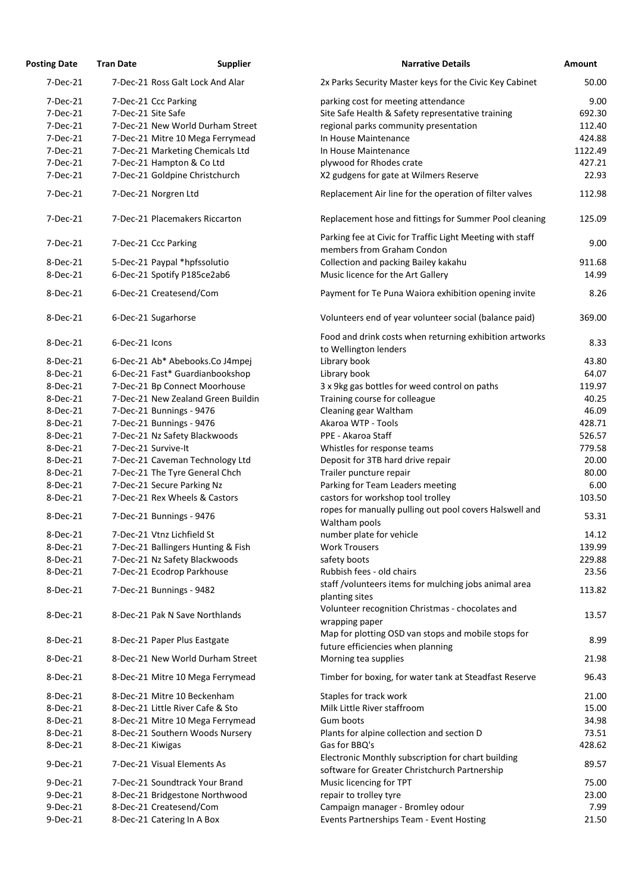| Posting Date | Tran Date | Supplier | Narrative Details | Amount |
|---|---|---|---|---|
| 7-Dec-21 | 7-Dec-21 | Ross Galt Lock And Alar | 2x Parks Security Master keys for the Civic Key Cabinet | 50.00 |
| 7-Dec-21 | 7-Dec-21 | Ccc Parking | parking cost for meeting attendance | 9.00 |
| 7-Dec-21 | 7-Dec-21 | Site Safe | Site Safe Health & Safety representative training | 692.30 |
| 7-Dec-21 | 7-Dec-21 | New World Durham Street | regional parks community presentation | 112.40 |
| 7-Dec-21 | 7-Dec-21 | Mitre 10 Mega Ferrymead | In House Maintenance | 424.88 |
| 7-Dec-21 | 7-Dec-21 | Marketing Chemicals Ltd | In House Maintenance | 1122.49 |
| 7-Dec-21 | 7-Dec-21 | Hampton & Co Ltd | plywood for Rhodes crate | 427.21 |
| 7-Dec-21 | 7-Dec-21 | Goldpine Christchurch | X2 gudgens for gate at Wilmers Reserve | 22.93 |
| 7-Dec-21 | 7-Dec-21 | Norgren Ltd | Replacement Air line for the operation of filter valves | 112.98 |
| 7-Dec-21 | 7-Dec-21 | Placemakers Riccarton | Replacement hose and fittings for Summer Pool cleaning | 125.09 |
| 7-Dec-21 | 7-Dec-21 | Ccc Parking | Parking fee at Civic for Traffic Light Meeting with staff members from Graham Condon | 9.00 |
| 8-Dec-21 | 5-Dec-21 | Paypal *hpfssolutio | Collection and packing Bailey kakahu | 911.68 |
| 8-Dec-21 | 6-Dec-21 | Spotify P185ce2ab6 | Music licence for the Art Gallery | 14.99 |
| 8-Dec-21 | 6-Dec-21 | Createsend/Com | Payment for Te Puna Waiora exhibition opening invite | 8.26 |
| 8-Dec-21 | 6-Dec-21 | Sugarhorse | Volunteers end of year volunteer social (balance paid) | 369.00 |
| 8-Dec-21 | 6-Dec-21 | Icons | Food and drink costs when returning exhibition artworks to Wellington lenders | 8.33 |
| 8-Dec-21 | 6-Dec-21 | Ab* Abebooks.Co J4mpej | Library book | 43.80 |
| 8-Dec-21 | 6-Dec-21 | Fast* Guardianbookshop | Library book | 64.07 |
| 8-Dec-21 | 7-Dec-21 | Bp Connect Moorhouse | 3 x 9kg gas bottles for weed control on paths | 119.97 |
| 8-Dec-21 | 7-Dec-21 | New Zealand Green Buildin | Training course for colleague | 40.25 |
| 8-Dec-21 | 7-Dec-21 | Bunnings - 9476 | Cleaning gear Waltham | 46.09 |
| 8-Dec-21 | 7-Dec-21 | Bunnings - 9476 | Akaroa WTP - Tools | 428.71 |
| 8-Dec-21 | 7-Dec-21 | Nz Safety Blackwoods | PPE - Akaroa Staff | 526.57 |
| 8-Dec-21 | 7-Dec-21 | Survive-It | Whistles for response teams | 779.58 |
| 8-Dec-21 | 7-Dec-21 | Caveman Technology Ltd | Deposit for 3TB hard drive repair | 20.00 |
| 8-Dec-21 | 7-Dec-21 | The Tyre General Chch | Trailer puncture repair | 80.00 |
| 8-Dec-21 | 7-Dec-21 | Secure Parking Nz | Parking for Team Leaders meeting | 6.00 |
| 8-Dec-21 | 7-Dec-21 | Rex Wheels & Castors | castors for workshop tool trolley | 103.50 |
| 8-Dec-21 | 7-Dec-21 | Bunnings - 9476 | ropes for manually pulling out pool covers Halswell and Waltham pools | 53.31 |
| 8-Dec-21 | 7-Dec-21 | Vtnz Lichfield St | number plate for vehicle | 14.12 |
| 8-Dec-21 | 7-Dec-21 | Ballingers Hunting & Fish | Work Trousers | 139.99 |
| 8-Dec-21 | 7-Dec-21 | Nz Safety Blackwoods | safety boots | 229.88 |
| 8-Dec-21 | 7-Dec-21 | Ecodrop Parkhouse | Rubbish fees - old chairs | 23.56 |
| 8-Dec-21 | 7-Dec-21 | Bunnings - 9482 | staff /volunteers items for mulching jobs animal area planting sites | 113.82 |
| 8-Dec-21 | 8-Dec-21 | Pak N Save Northlands | Volunteer recognition Christmas - chocolates and wrapping paper | 13.57 |
| 8-Dec-21 | 8-Dec-21 | Paper Plus Eastgate | Map for plotting OSD van stops and mobile stops for future efficiencies when planning | 8.99 |
| 8-Dec-21 | 8-Dec-21 | New World Durham Street | Morning tea supplies | 21.98 |
| 8-Dec-21 | 8-Dec-21 | Mitre 10 Mega Ferrymead | Timber for boxing, for water tank at Steadfast Reserve | 96.43 |
| 8-Dec-21 | 8-Dec-21 | Mitre 10 Beckenham | Staples for track work | 21.00 |
| 8-Dec-21 | 8-Dec-21 | Little River Cafe & Sto | Milk Little River staffroom | 15.00 |
| 8-Dec-21 | 8-Dec-21 | Mitre 10 Mega Ferrymead | Gum boots | 34.98 |
| 8-Dec-21 | 8-Dec-21 | Southern Woods Nursery | Plants for alpine collection and section D | 73.51 |
| 8-Dec-21 | 8-Dec-21 | Kiwigas | Gas for BBQ's | 428.62 |
| 9-Dec-21 | 7-Dec-21 | Visual Elements As | Electronic Monthly subscription for chart building software for Greater Christchurch Partnership | 89.57 |
| 9-Dec-21 | 7-Dec-21 | Soundtrack Your Brand | Music licencing for TPT | 75.00 |
| 9-Dec-21 | 8-Dec-21 | Bridgestone Northwood | repair to trolley tyre | 23.00 |
| 9-Dec-21 | 8-Dec-21 | Createsend/Com | Campaign manager - Bromley odour | 7.99 |
| 9-Dec-21 | 8-Dec-21 | Catering In A Box | Events Partnerships Team - Event Hosting | 21.50 |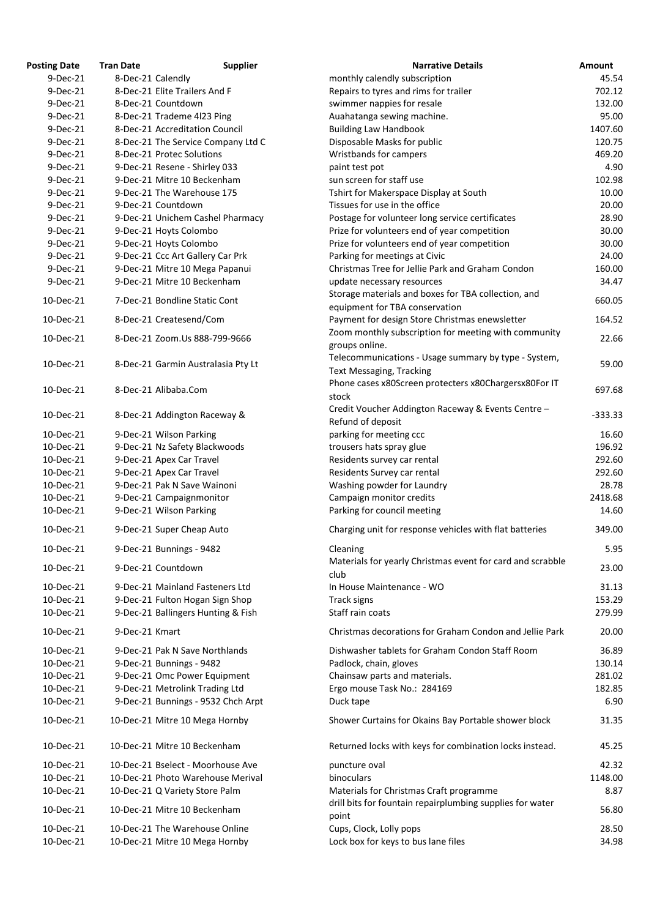| Posting Date | Tran Date | Supplier | Narrative Details | Amount |
|---|---|---|---|---|
| 9-Dec-21 | 8-Dec-21 | Calendly | monthly calendly subscription | 45.54 |
| 9-Dec-21 | 8-Dec-21 | Elite Trailers And F | Repairs to tyres and rims for trailer | 702.12 |
| 9-Dec-21 | 8-Dec-21 | Countdown | swimmer nappies for resale | 132.00 |
| 9-Dec-21 | 8-Dec-21 | Trademe 4l23 Ping | Auahatanga sewing machine. | 95.00 |
| 9-Dec-21 | 8-Dec-21 | Accreditation Council | Building Law Handbook | 1407.60 |
| 9-Dec-21 | 8-Dec-21 | The Service Company Ltd C | Disposable Masks for public | 120.75 |
| 9-Dec-21 | 8-Dec-21 | Protec Solutions | Wristbands for campers | 469.20 |
| 9-Dec-21 | 9-Dec-21 | Resene - Shirley 033 | paint test pot | 4.90 |
| 9-Dec-21 | 9-Dec-21 | Mitre 10 Beckenham | sun screen for staff use | 102.98 |
| 9-Dec-21 | 9-Dec-21 | The Warehouse 175 | Tshirt for Makerspace Display at South | 10.00 |
| 9-Dec-21 | 9-Dec-21 | Countdown | Tissues for use in the office | 20.00 |
| 9-Dec-21 | 9-Dec-21 | Unichem Cashel Pharmacy | Postage for volunteer long service certificates | 28.90 |
| 9-Dec-21 | 9-Dec-21 | Hoyts Colombo | Prize for volunteers end of year competition | 30.00 |
| 9-Dec-21 | 9-Dec-21 | Hoyts Colombo | Prize for volunteers end of year competition | 30.00 |
| 9-Dec-21 | 9-Dec-21 | Ccc Art Gallery Car Prk | Parking for meetings at Civic | 24.00 |
| 9-Dec-21 | 9-Dec-21 | Mitre 10 Mega Papanui | Christmas Tree for Jellie Park and Graham Condon | 160.00 |
| 9-Dec-21 | 9-Dec-21 | Mitre 10 Beckenham | update necessary resources | 34.47 |
| 10-Dec-21 | 7-Dec-21 | Bondline Static Cont | Storage materials and boxes for TBA collection, and equipment for TBA conservation | 660.05 |
| 10-Dec-21 | 8-Dec-21 | Createsend/Com | Payment for design Store Christmas enewsletter | 164.52 |
| 10-Dec-21 | 8-Dec-21 | Zoom.Us 888-799-9666 | Zoom monthly subscription for meeting with community groups online. | 22.66 |
| 10-Dec-21 | 8-Dec-21 | Garmin Australasia Pty Lt | Telecommunications - Usage summary by type - System, Text Messaging, Tracking | 59.00 |
| 10-Dec-21 | 8-Dec-21 | Alibaba.Com | Phone cases x80Screen protecters x80Chargersx80For IT stock | 697.68 |
| 10-Dec-21 | 8-Dec-21 | Addington Raceway & | Credit Voucher Addington Raceway & Events Centre – Refund of deposit | -333.33 |
| 10-Dec-21 | 9-Dec-21 | Wilson Parking | parking for meeting ccc | 16.60 |
| 10-Dec-21 | 9-Dec-21 | Nz Safety Blackwoods | trousers hats spray glue | 196.92 |
| 10-Dec-21 | 9-Dec-21 | Apex Car Travel | Residents survey car rental | 292.60 |
| 10-Dec-21 | 9-Dec-21 | Apex Car Travel | Residents Survey car rental | 292.60 |
| 10-Dec-21 | 9-Dec-21 | Pak N Save Wainoni | Washing powder for Laundry | 28.78 |
| 10-Dec-21 | 9-Dec-21 | Campaignmonitor | Campaign monitor credits | 2418.68 |
| 10-Dec-21 | 9-Dec-21 | Wilson Parking | Parking for council meeting | 14.60 |
| 10-Dec-21 | 9-Dec-21 | Super Cheap Auto | Charging unit for response vehicles with flat batteries | 349.00 |
| 10-Dec-21 | 9-Dec-21 | Bunnings - 9482 | Cleaning | 5.95 |
| 10-Dec-21 | 9-Dec-21 | Countdown | Materials for yearly Christmas event for card and scrabble club | 23.00 |
| 10-Dec-21 | 9-Dec-21 | Mainland Fasteners Ltd | In House Maintenance - WO | 31.13 |
| 10-Dec-21 | 9-Dec-21 | Fulton Hogan Sign Shop | Track signs | 153.29 |
| 10-Dec-21 | 9-Dec-21 | Ballingers Hunting & Fish | Staff rain coats | 279.99 |
| 10-Dec-21 | 9-Dec-21 | Kmart | Christmas decorations for Graham Condon and Jellie Park | 20.00 |
| 10-Dec-21 | 9-Dec-21 | Pak N Save Northlands | Dishwasher tablets for Graham Condon Staff Room | 36.89 |
| 10-Dec-21 | 9-Dec-21 | Bunnings - 9482 | Padlock, chain, gloves | 130.14 |
| 10-Dec-21 | 9-Dec-21 | Omc Power Equipment | Chainsaw parts and materials. | 281.02 |
| 10-Dec-21 | 9-Dec-21 | Metrolink Trading Ltd | Ergo mouse Task No.: 284169 | 182.85 |
| 10-Dec-21 | 9-Dec-21 | Bunnings - 9532 Chch Arpt | Duck tape | 6.90 |
| 10-Dec-21 | 10-Dec-21 | Mitre 10 Mega Hornby | Shower Curtains for Okains Bay Portable shower block | 31.35 |
| 10-Dec-21 | 10-Dec-21 | Mitre 10 Beckenham | Returned locks with keys for combination locks instead. | 45.25 |
| 10-Dec-21 | 10-Dec-21 | Bselect - Moorhouse Ave | puncture oval | 42.32 |
| 10-Dec-21 | 10-Dec-21 | Photo Warehouse Merival | binoculars | 1148.00 |
| 10-Dec-21 | 10-Dec-21 | Q Variety Store Palm | Materials for Christmas Craft programme | 8.87 |
| 10-Dec-21 | 10-Dec-21 | Mitre 10 Beckenham | drill bits for fountain repairplumbing supplies for water point | 56.80 |
| 10-Dec-21 | 10-Dec-21 | The Warehouse Online | Cups, Clock, Lolly pops | 28.50 |
| 10-Dec-21 | 10-Dec-21 | Mitre 10 Mega Hornby | Lock box for keys to bus lane files | 34.98 |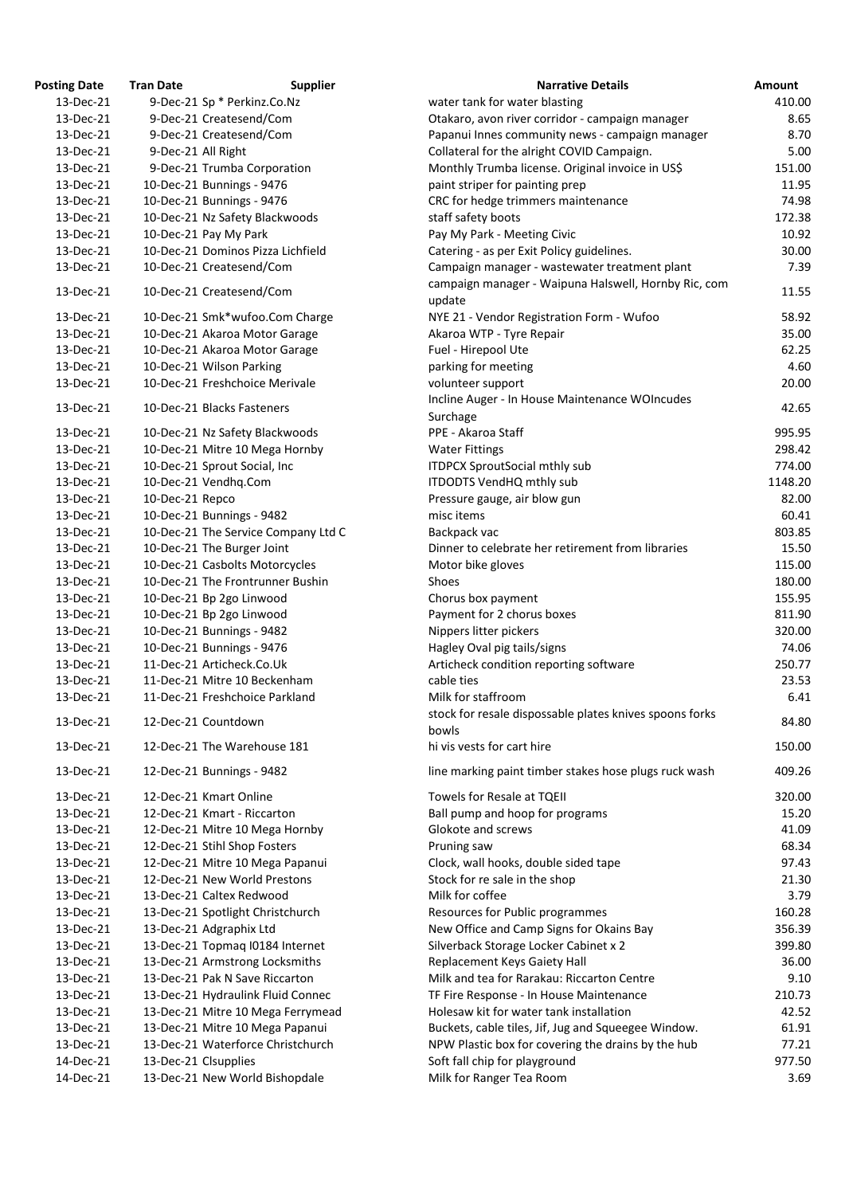| Posting Date | Tran Date | Supplier | Narrative Details | Amount |
|---|---|---|---|---|
| 13-Dec-21 | 9-Dec-21 | Sp * Perkinz.Co.Nz | water tank for water blasting | 410.00 |
| 13-Dec-21 | 9-Dec-21 | Createsend/Com | Otakaro, avon river corridor - campaign manager | 8.65 |
| 13-Dec-21 | 9-Dec-21 | Createsend/Com | Papanui Innes community news - campaign manager | 8.70 |
| 13-Dec-21 | 9-Dec-21 | All Right | Collateral for the alright COVID Campaign. | 5.00 |
| 13-Dec-21 | 9-Dec-21 | Trumba Corporation | Monthly Trumba license. Original invoice in US$ | 151.00 |
| 13-Dec-21 | 10-Dec-21 | Bunnings - 9476 | paint striper for painting prep | 11.95 |
| 13-Dec-21 | 10-Dec-21 | Bunnings - 9476 | CRC for hedge trimmers maintenance | 74.98 |
| 13-Dec-21 | 10-Dec-21 | Nz Safety Blackwoods | staff safety boots | 172.38 |
| 13-Dec-21 | 10-Dec-21 | Pay My Park | Pay My Park - Meeting Civic | 10.92 |
| 13-Dec-21 | 10-Dec-21 | Dominos Pizza Lichfield | Catering - as per Exit Policy guidelines. | 30.00 |
| 13-Dec-21 | 10-Dec-21 | Createsend/Com | Campaign manager - wastewater treatment plant | 7.39 |
| 13-Dec-21 | 10-Dec-21 | Createsend/Com | campaign manager - Waipuna Halswell, Hornby Ric, com update | 11.55 |
| 13-Dec-21 | 10-Dec-21 | Smk*wufoo.Com Charge | NYE 21 - Vendor Registration Form - Wufoo | 58.92 |
| 13-Dec-21 | 10-Dec-21 | Akaroa Motor Garage | Akaroa WTP - Tyre Repair | 35.00 |
| 13-Dec-21 | 10-Dec-21 | Akaroa Motor Garage | Fuel - Hirepool Ute | 62.25 |
| 13-Dec-21 | 10-Dec-21 | Wilson Parking | parking for meeting | 4.60 |
| 13-Dec-21 | 10-Dec-21 | Freshchoice Merivale | volunteer support | 20.00 |
| 13-Dec-21 | 10-Dec-21 | Blacks Fasteners | Incline Auger - In House Maintenance WOIncudes Surchage | 42.65 |
| 13-Dec-21 | 10-Dec-21 | Nz Safety Blackwoods | PPE - Akaroa Staff | 995.95 |
| 13-Dec-21 | 10-Dec-21 | Mitre 10 Mega Hornby | Water Fittings | 298.42 |
| 13-Dec-21 | 10-Dec-21 | Sprout Social, Inc | ITDPCX SproutSocial mthly sub | 774.00 |
| 13-Dec-21 | 10-Dec-21 | Vendhq.Com | ITDODTS VendHQ mthly sub | 1148.20 |
| 13-Dec-21 | 10-Dec-21 | Repco | Pressure gauge, air blow gun | 82.00 |
| 13-Dec-21 | 10-Dec-21 | Bunnings - 9482 | misc items | 60.41 |
| 13-Dec-21 | 10-Dec-21 | The Service Company Ltd C | Backpack vac | 803.85 |
| 13-Dec-21 | 10-Dec-21 | The Burger Joint | Dinner to celebrate her retirement from libraries | 15.50 |
| 13-Dec-21 | 10-Dec-21 | Casbolts Motorcycles | Motor bike gloves | 115.00 |
| 13-Dec-21 | 10-Dec-21 | The Frontrunner Bushin | Shoes | 180.00 |
| 13-Dec-21 | 10-Dec-21 | Bp 2go Linwood | Chorus box payment | 155.95 |
| 13-Dec-21 | 10-Dec-21 | Bp 2go Linwood | Payment for 2 chorus boxes | 811.90 |
| 13-Dec-21 | 10-Dec-21 | Bunnings - 9482 | Nippers litter pickers | 320.00 |
| 13-Dec-21 | 10-Dec-21 | Bunnings - 9476 | Hagley Oval pig tails/signs | 74.06 |
| 13-Dec-21 | 11-Dec-21 | Articheck.Co.Uk | Articheck condition reporting software | 250.77 |
| 13-Dec-21 | 11-Dec-21 | Mitre 10 Beckenham | cable ties | 23.53 |
| 13-Dec-21 | 11-Dec-21 | Freshchoice Parkland | Milk for staffroom | 6.41 |
| 13-Dec-21 | 12-Dec-21 | Countdown | stock for resale dispossable plates knives spoons forks bowls | 84.80 |
| 13-Dec-21 | 12-Dec-21 | The Warehouse 181 | hi vis vests for cart hire | 150.00 |
| 13-Dec-21 | 12-Dec-21 | Bunnings - 9482 | line marking paint timber stakes hose plugs ruck wash | 409.26 |
| 13-Dec-21 | 12-Dec-21 | Kmart Online | Towels for Resale at TQEII | 320.00 |
| 13-Dec-21 | 12-Dec-21 | Kmart - Riccarton | Ball pump and hoop for programs | 15.20 |
| 13-Dec-21 | 12-Dec-21 | Mitre 10 Mega Hornby | Glokote and screws | 41.09 |
| 13-Dec-21 | 12-Dec-21 | Stihl Shop Fosters | Pruning saw | 68.34 |
| 13-Dec-21 | 12-Dec-21 | Mitre 10 Mega Papanui | Clock, wall hooks, double sided tape | 97.43 |
| 13-Dec-21 | 12-Dec-21 | New World Prestons | Stock for re sale in the shop | 21.30 |
| 13-Dec-21 | 13-Dec-21 | Caltex Redwood | Milk for coffee | 3.79 |
| 13-Dec-21 | 13-Dec-21 | Spotlight Christchurch | Resources for Public programmes | 160.28 |
| 13-Dec-21 | 13-Dec-21 | Adgraphix Ltd | New Office and Camp Signs for Okains Bay | 356.39 |
| 13-Dec-21 | 13-Dec-21 | Topmaq I0184 Internet | Silverback Storage Locker Cabinet x 2 | 399.80 |
| 13-Dec-21 | 13-Dec-21 | Armstrong Locksmiths | Replacement Keys Gaiety Hall | 36.00 |
| 13-Dec-21 | 13-Dec-21 | Pak N Save Riccarton | Milk and tea for Rarakau: Riccarton Centre | 9.10 |
| 13-Dec-21 | 13-Dec-21 | Hydraulink Fluid Connec | TF Fire Response - In House Maintenance | 210.73 |
| 13-Dec-21 | 13-Dec-21 | Mitre 10 Mega Ferrymead | Holesaw kit for water tank installation | 42.52 |
| 13-Dec-21 | 13-Dec-21 | Mitre 10 Mega Papanui | Buckets, cable tiles, Jif, Jug and Squeegee Window. | 61.91 |
| 13-Dec-21 | 13-Dec-21 | Waterforce Christchurch | NPW Plastic box for covering the drains by the hub | 77.21 |
| 14-Dec-21 | 13-Dec-21 | Clsupplies | Soft fall chip for playground | 977.50 |
| 14-Dec-21 | 13-Dec-21 | New World Bishopdale | Milk for Ranger Tea Room | 3.69 |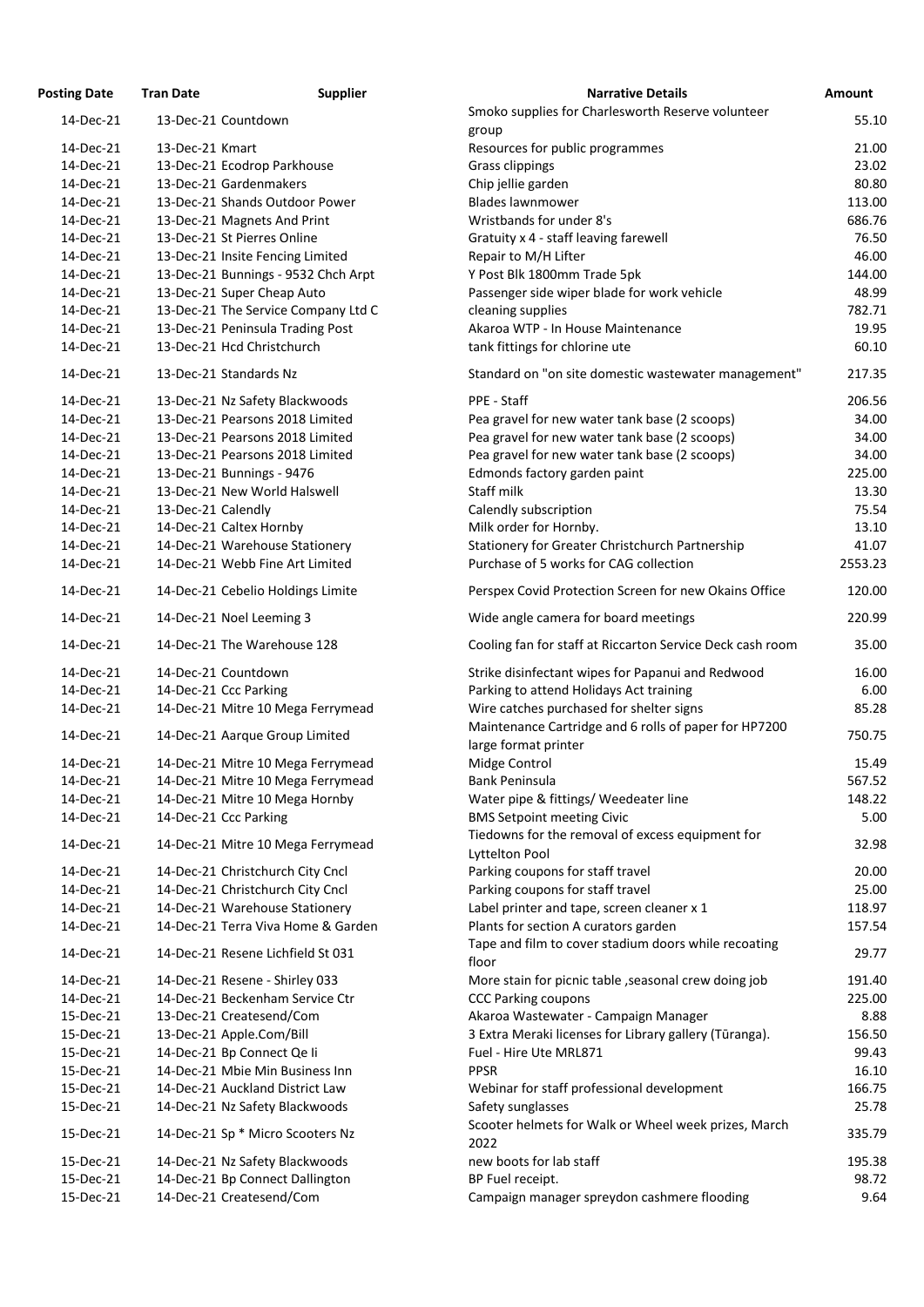| Posting Date | Tran Date | Supplier | Narrative Details | Amount |
|---|---|---|---|---|
| 14-Dec-21 | 13-Dec-21 | Countdown | Smoko supplies for Charlesworth Reserve volunteer group | 55.10 |
| 14-Dec-21 | 13-Dec-21 | Kmart | Resources for public programmes | 21.00 |
| 14-Dec-21 | 13-Dec-21 | Ecodrop Parkhouse | Grass clippings | 23.02 |
| 14-Dec-21 | 13-Dec-21 | Gardenmakers | Chip jellie garden | 80.80 |
| 14-Dec-21 | 13-Dec-21 | Shands Outdoor Power | Blades lawnmower | 113.00 |
| 14-Dec-21 | 13-Dec-21 | Magnets And Print | Wristbands for under 8's | 686.76 |
| 14-Dec-21 | 13-Dec-21 | St Pierres Online | Gratuity x 4 - staff leaving farewell | 76.50 |
| 14-Dec-21 | 13-Dec-21 | Insite Fencing Limited | Repair to M/H Lifter | 46.00 |
| 14-Dec-21 | 13-Dec-21 | Bunnings - 9532 Chch Arpt | Y Post Blk 1800mm Trade 5pk | 144.00 |
| 14-Dec-21 | 13-Dec-21 | Super Cheap Auto | Passenger side wiper blade for work vehicle | 48.99 |
| 14-Dec-21 | 13-Dec-21 | The Service Company Ltd C | cleaning supplies | 782.71 |
| 14-Dec-21 | 13-Dec-21 | Peninsula Trading Post | Akaroa WTP - In House Maintenance | 19.95 |
| 14-Dec-21 | 13-Dec-21 | Hcd Christchurch | tank fittings for chlorine ute | 60.10 |
| 14-Dec-21 | 13-Dec-21 | Standards Nz | Standard on "on site domestic wastewater management" | 217.35 |
| 14-Dec-21 | 13-Dec-21 | Nz Safety Blackwoods | PPE - Staff | 206.56 |
| 14-Dec-21 | 13-Dec-21 | Pearsons 2018 Limited | Pea gravel for new water tank base (2 scoops) | 34.00 |
| 14-Dec-21 | 13-Dec-21 | Pearsons 2018 Limited | Pea gravel for new water tank base (2 scoops) | 34.00 |
| 14-Dec-21 | 13-Dec-21 | Pearsons 2018 Limited | Pea gravel for new water tank base (2 scoops) | 34.00 |
| 14-Dec-21 | 13-Dec-21 | Bunnings - 9476 | Edmonds factory garden paint | 225.00 |
| 14-Dec-21 | 13-Dec-21 | New World Halswell | Staff milk | 13.30 |
| 14-Dec-21 | 13-Dec-21 | Calendly | Calendly subscription | 75.54 |
| 14-Dec-21 | 14-Dec-21 | Caltex Hornby | Milk order for Hornby. | 13.10 |
| 14-Dec-21 | 14-Dec-21 | Warehouse Stationery | Stationery for Greater Christchurch Partnership | 41.07 |
| 14-Dec-21 | 14-Dec-21 | Webb Fine Art Limited | Purchase of 5 works for CAG collection | 2553.23 |
| 14-Dec-21 | 14-Dec-21 | Cebelio Holdings Limite | Perspex Covid Protection Screen for new Okains Office | 120.00 |
| 14-Dec-21 | 14-Dec-21 | Noel Leeming 3 | Wide angle camera for board meetings | 220.99 |
| 14-Dec-21 | 14-Dec-21 | The Warehouse 128 | Cooling fan for staff at Riccarton Service Deck cash room | 35.00 |
| 14-Dec-21 | 14-Dec-21 | Countdown | Strike disinfectant wipes for Papanui and Redwood | 16.00 |
| 14-Dec-21 | 14-Dec-21 | Ccc Parking | Parking to attend Holidays Act training | 6.00 |
| 14-Dec-21 | 14-Dec-21 | Mitre 10 Mega Ferrymead | Wire catches purchased for shelter signs | 85.28 |
| 14-Dec-21 | 14-Dec-21 | Aarque Group Limited | Maintenance Cartridge and 6 rolls of paper for HP7200 large format printer | 750.75 |
| 14-Dec-21 | 14-Dec-21 | Mitre 10 Mega Ferrymead | Midge Control | 15.49 |
| 14-Dec-21 | 14-Dec-21 | Mitre 10 Mega Ferrymead | Bank Peninsula | 567.52 |
| 14-Dec-21 | 14-Dec-21 | Mitre 10 Mega Hornby | Water pipe & fittings/ Weedeater line | 148.22 |
| 14-Dec-21 | 14-Dec-21 | Ccc Parking | BMS Setpoint meeting Civic | 5.00 |
| 14-Dec-21 | 14-Dec-21 | Mitre 10 Mega Ferrymead | Tiedowns for the removal of excess equipment for Lyttelton Pool | 32.98 |
| 14-Dec-21 | 14-Dec-21 | Christchurch City Cncl | Parking coupons for staff travel | 20.00 |
| 14-Dec-21 | 14-Dec-21 | Christchurch City Cncl | Parking coupons for staff travel | 25.00 |
| 14-Dec-21 | 14-Dec-21 | Warehouse Stationery | Label printer and tape, screen cleaner x 1 | 118.97 |
| 14-Dec-21 | 14-Dec-21 | Terra Viva Home & Garden | Plants for section A curators garden | 157.54 |
| 14-Dec-21 | 14-Dec-21 | Resene Lichfield St 031 | Tape and film to cover stadium doors while recoating floor | 29.77 |
| 14-Dec-21 | 14-Dec-21 | Resene - Shirley 033 | More stain for picnic table ,seasonal crew doing job | 191.40 |
| 14-Dec-21 | 14-Dec-21 | Beckenham Service Ctr | CCC Parking coupons | 225.00 |
| 15-Dec-21 | 13-Dec-21 | Createsend/Com | Akaroa Wastewater - Campaign Manager | 8.88 |
| 15-Dec-21 | 13-Dec-21 | Apple.Com/Bill | 3 Extra Meraki licenses for Library gallery (Tūranga). | 156.50 |
| 15-Dec-21 | 14-Dec-21 | Bp Connect Qe Ii | Fuel - Hire Ute MRL871 | 99.43 |
| 15-Dec-21 | 14-Dec-21 | Mbie Min Business Inn | PPSR | 16.10 |
| 15-Dec-21 | 14-Dec-21 | Auckland District Law | Webinar for staff professional development | 166.75 |
| 15-Dec-21 | 14-Dec-21 | Nz Safety Blackwoods | Safety sunglasses | 25.78 |
| 15-Dec-21 | 14-Dec-21 | Sp * Micro Scooters Nz | Scooter helmets for Walk or Wheel week prizes, March 2022 | 335.79 |
| 15-Dec-21 | 14-Dec-21 | Nz Safety Blackwoods | new boots for lab staff | 195.38 |
| 15-Dec-21 | 14-Dec-21 | Bp Connect Dallington | BP Fuel receipt. | 98.72 |
| 15-Dec-21 | 14-Dec-21 | Createsend/Com | Campaign manager spreydon cashmere flooding | 9.64 |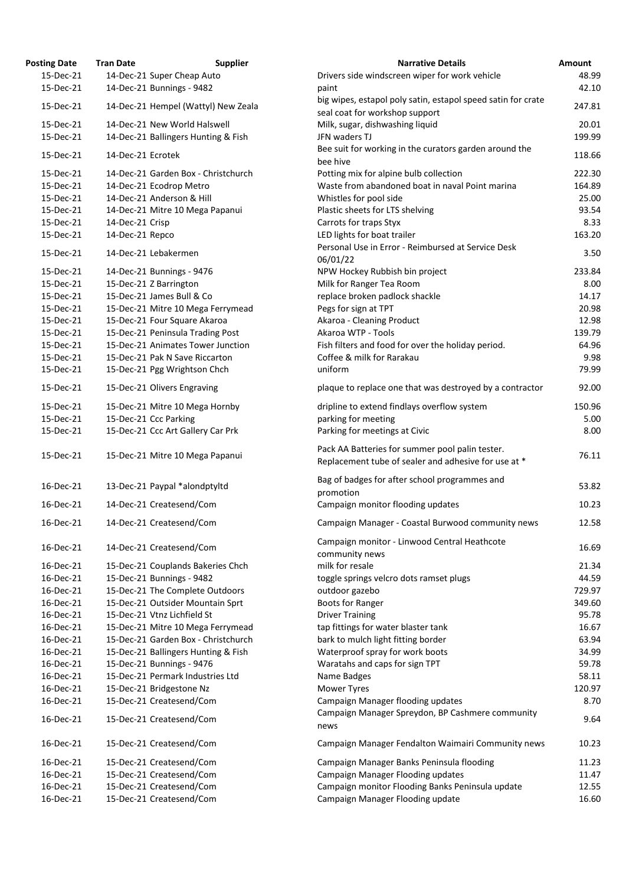| Posting Date | Tran Date | Supplier | Narrative Details | Amount |
|---|---|---|---|---|
| 15-Dec-21 | 14-Dec-21 | Super Cheap Auto | Drivers side windscreen wiper for work vehicle | 48.99 |
| 15-Dec-21 | 14-Dec-21 | Bunnings - 9482 | paint | 42.10 |
| 15-Dec-21 | 14-Dec-21 | Hempel (Wattyl) New Zeala | big wipes, estapol poly satin, estapol speed satin for crate seal coat for workshop support | 247.81 |
| 15-Dec-21 | 14-Dec-21 | New World Halswell | Milk, sugar, dishwashing liquid | 20.01 |
| 15-Dec-21 | 14-Dec-21 | Ballingers Hunting & Fish | JFN waders TJ | 199.99 |
| 15-Dec-21 | 14-Dec-21 | Ecrotek | Bee suit for working in the curators garden around the bee hive | 118.66 |
| 15-Dec-21 | 14-Dec-21 | Garden Box - Christchurch | Potting mix for alpine bulb collection | 222.30 |
| 15-Dec-21 | 14-Dec-21 | Ecodrop Metro | Waste from abandoned boat in naval Point marina | 164.89 |
| 15-Dec-21 | 14-Dec-21 | Anderson & Hill | Whistles for pool side | 25.00 |
| 15-Dec-21 | 14-Dec-21 | Mitre 10 Mega Papanui | Plastic sheets for LTS shelving | 93.54 |
| 15-Dec-21 | 14-Dec-21 | Crisp | Carrots for traps Styx | 8.33 |
| 15-Dec-21 | 14-Dec-21 | Repco | LED lights for boat trailer | 163.20 |
| 15-Dec-21 | 14-Dec-21 | Lebakermen | Personal Use in Error - Reimbursed at Service Desk 06/01/22 | 3.50 |
| 15-Dec-21 | 14-Dec-21 | Bunnings - 9476 | NPW Hockey Rubbish bin project | 233.84 |
| 15-Dec-21 | 15-Dec-21 | Z Barrington | Milk for Ranger Tea Room | 8.00 |
| 15-Dec-21 | 15-Dec-21 | James Bull & Co | replace broken padlock shackle | 14.17 |
| 15-Dec-21 | 15-Dec-21 | Mitre 10 Mega Ferrymead | Pegs for sign at TPT | 20.98 |
| 15-Dec-21 | 15-Dec-21 | Four Square Akaroa | Akaroa - Cleaning Product | 12.98 |
| 15-Dec-21 | 15-Dec-21 | Peninsula Trading Post | Akaroa WTP - Tools | 139.79 |
| 15-Dec-21 | 15-Dec-21 | Animates Tower Junction | Fish filters and food for over the holiday period. | 64.96 |
| 15-Dec-21 | 15-Dec-21 | Pak N Save Riccarton | Coffee & milk for Rarakau | 9.98 |
| 15-Dec-21 | 15-Dec-21 | Pgg Wrightson Chch | uniform | 79.99 |
| 15-Dec-21 | 15-Dec-21 | Olivers Engraving | plaque to replace one that was destroyed by a contractor | 92.00 |
| 15-Dec-21 | 15-Dec-21 | Mitre 10 Mega Hornby | dripline to extend findlays overflow system | 150.96 |
| 15-Dec-21 | 15-Dec-21 | Ccc Parking | parking for meeting | 5.00 |
| 15-Dec-21 | 15-Dec-21 | Ccc Art Gallery Car Prk | Parking for meetings at Civic | 8.00 |
| 15-Dec-21 | 15-Dec-21 | Mitre 10 Mega Papanui | Pack AA Batteries for summer pool palin tester. Replacement tube of sealer and adhesive for use at * | 76.11 |
| 16-Dec-21 | 13-Dec-21 | Paypal *alondptyltd | Bag of badges for after school programmes and promotion | 53.82 |
| 16-Dec-21 | 14-Dec-21 | Createsend/Com | Campaign monitor flooding updates | 10.23 |
| 16-Dec-21 | 14-Dec-21 | Createsend/Com | Campaign Manager - Coastal Burwood community news | 12.58 |
| 16-Dec-21 | 14-Dec-21 | Createsend/Com | Campaign monitor - Linwood Central Heathcote community news | 16.69 |
| 16-Dec-21 | 15-Dec-21 | Couplands Bakeries Chch | milk for resale | 21.34 |
| 16-Dec-21 | 15-Dec-21 | Bunnings - 9482 | toggle springs velcro dots ramset plugs | 44.59 |
| 16-Dec-21 | 15-Dec-21 | The Complete Outdoors | outdoor gazebo | 729.97 |
| 16-Dec-21 | 15-Dec-21 | Outsider Mountain Sprt | Boots for Ranger | 349.60 |
| 16-Dec-21 | 15-Dec-21 | Vtnz Lichfield St | Driver Training | 95.78 |
| 16-Dec-21 | 15-Dec-21 | Mitre 10 Mega Ferrymead | tap fittings for water blaster tank | 16.67 |
| 16-Dec-21 | 15-Dec-21 | Garden Box - Christchurch | bark to mulch light fitting border | 63.94 |
| 16-Dec-21 | 15-Dec-21 | Ballingers Hunting & Fish | Waterproof spray for work boots | 34.99 |
| 16-Dec-21 | 15-Dec-21 | Bunnings - 9476 | Waratahs and caps for sign TPT | 59.78 |
| 16-Dec-21 | 15-Dec-21 | Permark Industries Ltd | Name Badges | 58.11 |
| 16-Dec-21 | 15-Dec-21 | Bridgestone Nz | Mower Tyres | 120.97 |
| 16-Dec-21 | 15-Dec-21 | Createsend/Com | Campaign Manager flooding updates | 8.70 |
| 16-Dec-21 | 15-Dec-21 | Createsend/Com | Campaign Manager Spreydon, BP Cashmere community news | 9.64 |
| 16-Dec-21 | 15-Dec-21 | Createsend/Com | Campaign Manager Fendalton Waimairi Community news | 10.23 |
| 16-Dec-21 | 15-Dec-21 | Createsend/Com | Campaign Manager Banks Peninsula flooding | 11.23 |
| 16-Dec-21 | 15-Dec-21 | Createsend/Com | Campaign Manager Flooding updates | 11.47 |
| 16-Dec-21 | 15-Dec-21 | Createsend/Com | Campaign monitor Flooding Banks Peninsula update | 12.55 |
| 16-Dec-21 | 15-Dec-21 | Createsend/Com | Campaign Manager Flooding update | 16.60 |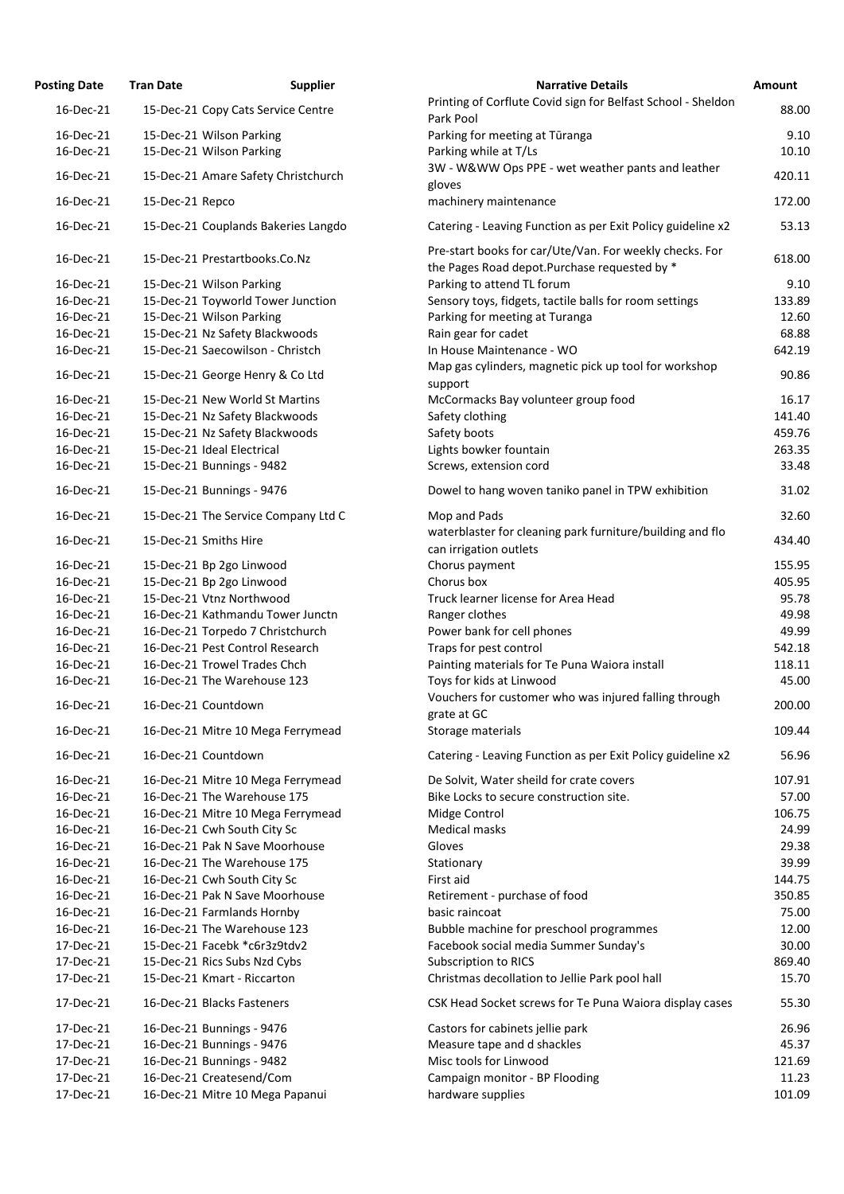| Posting Date | Tran Date | Supplier | Narrative Details | Amount |
|---|---|---|---|---|
| 16-Dec-21 | 15-Dec-21 | Copy Cats Service Centre | Printing of Corflute Covid sign for Belfast School - Sheldon Park Pool | 88.00 |
| 16-Dec-21 | 15-Dec-21 | Wilson Parking | Parking for meeting at Tūranga | 9.10 |
| 16-Dec-21 | 15-Dec-21 | Wilson Parking | Parking while at T/Ls | 10.10 |
| 16-Dec-21 | 15-Dec-21 | Amare Safety Christchurch | 3W - W&WW Ops PPE - wet weather pants and leather gloves | 420.11 |
| 16-Dec-21 | 15-Dec-21 | Repco | machinery maintenance | 172.00 |
| 16-Dec-21 | 15-Dec-21 | Couplands Bakeries Langdo | Catering - Leaving Function as per Exit Policy guideline x2 | 53.13 |
| 16-Dec-21 | 15-Dec-21 | Prestartbooks.Co.Nz | Pre-start books for car/Ute/Van. For weekly checks. For the Pages Road depot.Purchase requested by * | 618.00 |
| 16-Dec-21 | 15-Dec-21 | Wilson Parking | Parking to attend TL forum | 9.10 |
| 16-Dec-21 | 15-Dec-21 | Toyworld Tower Junction | Sensory toys, fidgets, tactile balls for room settings | 133.89 |
| 16-Dec-21 | 15-Dec-21 | Wilson Parking | Parking for meeting at Turanga | 12.60 |
| 16-Dec-21 | 15-Dec-21 | Nz Safety Blackwoods | Rain gear for cadet | 68.88 |
| 16-Dec-21 | 15-Dec-21 | Saecowilson - Christch | In House Maintenance - WO | 642.19 |
| 16-Dec-21 | 15-Dec-21 | George Henry & Co Ltd | Map gas cylinders, magnetic pick up tool for workshop support | 90.86 |
| 16-Dec-21 | 15-Dec-21 | New World St Martins | McCormacks Bay volunteer group food | 16.17 |
| 16-Dec-21 | 15-Dec-21 | Nz Safety Blackwoods | Safety clothing | 141.40 |
| 16-Dec-21 | 15-Dec-21 | Nz Safety Blackwoods | Safety boots | 459.76 |
| 16-Dec-21 | 15-Dec-21 | Ideal Electrical | Lights bowker fountain | 263.35 |
| 16-Dec-21 | 15-Dec-21 | Bunnings - 9482 | Screws, extension cord | 33.48 |
| 16-Dec-21 | 15-Dec-21 | Bunnings - 9476 | Dowel to hang woven taniko panel in TPW exhibition | 31.02 |
| 16-Dec-21 | 15-Dec-21 | The Service Company Ltd C | Mop and Pads | 32.60 |
| 16-Dec-21 | 15-Dec-21 | Smiths Hire | waterblaster for cleaning park furniture/building and flo can irrigation outlets | 434.40 |
| 16-Dec-21 | 15-Dec-21 | Bp 2go Linwood | Chorus payment | 155.95 |
| 16-Dec-21 | 15-Dec-21 | Bp 2go Linwood | Chorus box | 405.95 |
| 16-Dec-21 | 15-Dec-21 | Vtnz Northwood | Truck learner license for Area Head | 95.78 |
| 16-Dec-21 | 16-Dec-21 | Kathmandu Tower Junctn | Ranger clothes | 49.98 |
| 16-Dec-21 | 16-Dec-21 | Torpedo 7 Christchurch | Power bank for cell phones | 49.99 |
| 16-Dec-21 | 16-Dec-21 | Pest Control Research | Traps for pest control | 542.18 |
| 16-Dec-21 | 16-Dec-21 | Trowel Trades Chch | Painting materials for Te Puna Waiora install | 118.11 |
| 16-Dec-21 | 16-Dec-21 | The Warehouse 123 | Toys for kids at Linwood | 45.00 |
| 16-Dec-21 | 16-Dec-21 | Countdown | Vouchers for customer who was injured falling through grate at GC | 200.00 |
| 16-Dec-21 | 16-Dec-21 | Mitre 10 Mega Ferrymead | Storage materials | 109.44 |
| 16-Dec-21 | 16-Dec-21 | Countdown | Catering - Leaving Function as per Exit Policy guideline x2 | 56.96 |
| 16-Dec-21 | 16-Dec-21 | Mitre 10 Mega Ferrymead | De Solvit, Water sheild for crate covers | 107.91 |
| 16-Dec-21 | 16-Dec-21 | The Warehouse 175 | Bike Locks to secure construction site. | 57.00 |
| 16-Dec-21 | 16-Dec-21 | Mitre 10 Mega Ferrymead | Midge Control | 106.75 |
| 16-Dec-21 | 16-Dec-21 | Cwh South City Sc | Medical masks | 24.99 |
| 16-Dec-21 | 16-Dec-21 | Pak N Save Moorhouse | Gloves | 29.38 |
| 16-Dec-21 | 16-Dec-21 | The Warehouse 175 | Stationary | 39.99 |
| 16-Dec-21 | 16-Dec-21 | Cwh South City Sc | First aid | 144.75 |
| 16-Dec-21 | 16-Dec-21 | Pak N Save Moorhouse | Retirement - purchase of food | 350.85 |
| 16-Dec-21 | 16-Dec-21 | Farmlands Hornby | basic raincoat | 75.00 |
| 16-Dec-21 | 16-Dec-21 | The Warehouse 123 | Bubble machine for preschool programmes | 12.00 |
| 17-Dec-21 | 15-Dec-21 | Facebk *c6r3z9tdv2 | Facebook social media Summer Sunday's | 30.00 |
| 17-Dec-21 | 15-Dec-21 | Rics Subs Nzd Cybs | Subscription to RICS | 869.40 |
| 17-Dec-21 | 15-Dec-21 | Kmart - Riccarton | Christmas decollation to Jellie Park pool hall | 15.70 |
| 17-Dec-21 | 16-Dec-21 | Blacks Fasteners | CSK Head Socket screws for Te Puna Waiora display cases | 55.30 |
| 17-Dec-21 | 16-Dec-21 | Bunnings - 9476 | Castors for cabinets jellie park | 26.96 |
| 17-Dec-21 | 16-Dec-21 | Bunnings - 9476 | Measure tape and d shackles | 45.37 |
| 17-Dec-21 | 16-Dec-21 | Bunnings - 9482 | Misc tools for Linwood | 121.69 |
| 17-Dec-21 | 16-Dec-21 | Createsend/Com | Campaign monitor - BP Flooding | 11.23 |
| 17-Dec-21 | 16-Dec-21 | Mitre 10 Mega Papanui | hardware supplies | 101.09 |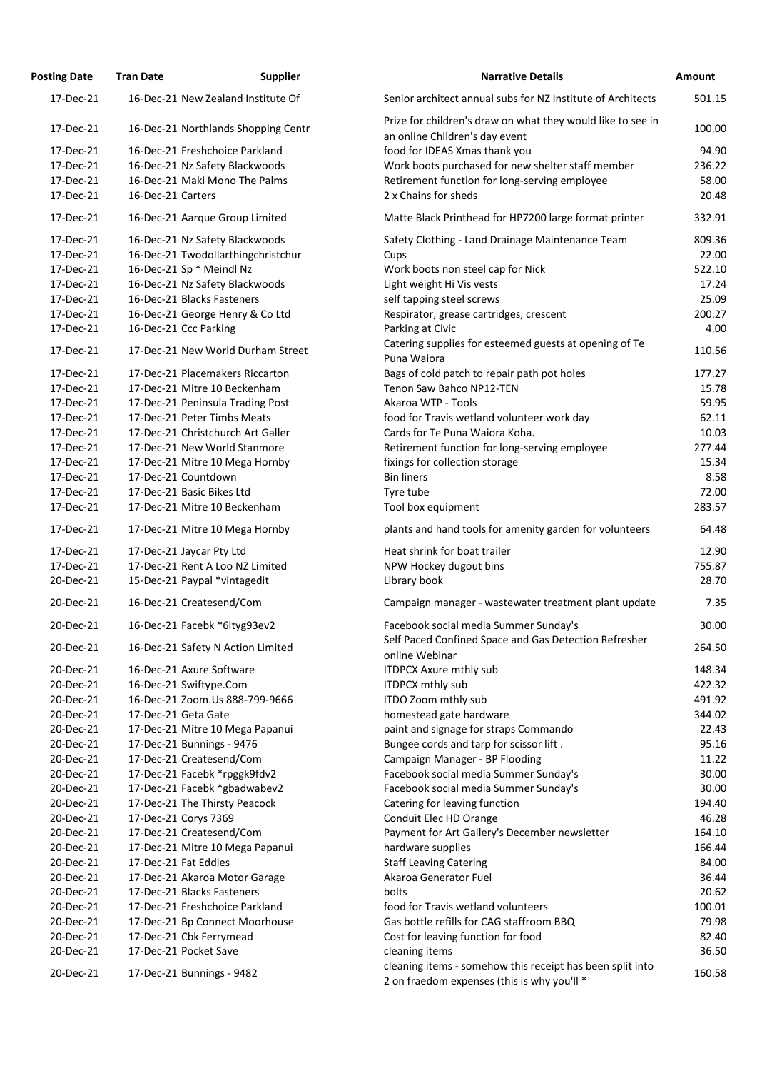| Posting Date | Tran Date | Supplier | Narrative Details | Amount |
|---|---|---|---|---|
| 17-Dec-21 | 16-Dec-21 | New Zealand Institute Of | Senior architect annual subs for NZ Institute of Architects | 501.15 |
| 17-Dec-21 | 16-Dec-21 | Northlands Shopping Centr | Prize for children's draw on what they would like to see in an online Children's day event | 100.00 |
| 17-Dec-21 | 16-Dec-21 | Freshchoice Parkland | food for IDEAS Xmas thank you | 94.90 |
| 17-Dec-21 | 16-Dec-21 | Nz Safety Blackwoods | Work boots purchased for new shelter staff member | 236.22 |
| 17-Dec-21 | 16-Dec-21 | Maki Mono The Palms | Retirement function for long-serving employee | 58.00 |
| 17-Dec-21 | 16-Dec-21 | Carters | 2 x Chains for sheds | 20.48 |
| 17-Dec-21 | 16-Dec-21 | Aarque Group Limited | Matte Black Printhead for HP7200 large format printer | 332.91 |
| 17-Dec-21 | 16-Dec-21 | Nz Safety Blackwoods | Safety Clothing - Land Drainage Maintenance Team | 809.36 |
| 17-Dec-21 | 16-Dec-21 | Twodollarthingchristchur | Cups | 22.00 |
| 17-Dec-21 | 16-Dec-21 | Sp * Meindl Nz | Work boots non steel cap for Nick | 522.10 |
| 17-Dec-21 | 16-Dec-21 | Nz Safety Blackwoods | Light weight Hi Vis vests | 17.24 |
| 17-Dec-21 | 16-Dec-21 | Blacks Fasteners | self tapping steel screws | 25.09 |
| 17-Dec-21 | 16-Dec-21 | George Henry & Co Ltd | Respirator, grease cartridges, crescent | 200.27 |
| 17-Dec-21 | 16-Dec-21 | Ccc Parking | Parking at Civic | 4.00 |
| 17-Dec-21 | 17-Dec-21 | New World Durham Street | Catering supplies for esteemed guests at opening of Te Puna Waiora | 110.56 |
| 17-Dec-21 | 17-Dec-21 | Placemakers Riccarton | Bags of cold patch to repair path pot holes | 177.27 |
| 17-Dec-21 | 17-Dec-21 | Mitre 10 Beckenham | Tenon Saw Bahco NP12-TEN | 15.78 |
| 17-Dec-21 | 17-Dec-21 | Peninsula Trading Post | Akaroa WTP - Tools | 59.95 |
| 17-Dec-21 | 17-Dec-21 | Peter Timbs Meats | food for Travis wetland volunteer work day | 62.11 |
| 17-Dec-21 | 17-Dec-21 | Christchurch Art Galler | Cards for Te Puna Waiora Koha. | 10.03 |
| 17-Dec-21 | 17-Dec-21 | New World Stanmore | Retirement function for long-serving employee | 277.44 |
| 17-Dec-21 | 17-Dec-21 | Mitre 10 Mega Hornby | fixings for collection storage | 15.34 |
| 17-Dec-21 | 17-Dec-21 | Countdown | Bin liners | 8.58 |
| 17-Dec-21 | 17-Dec-21 | Basic Bikes Ltd | Tyre tube | 72.00 |
| 17-Dec-21 | 17-Dec-21 | Mitre 10 Beckenham | Tool box equipment | 283.57 |
| 17-Dec-21 | 17-Dec-21 | Mitre 10 Mega Hornby | plants and hand tools for amenity garden for volunteers | 64.48 |
| 17-Dec-21 | 17-Dec-21 | Jaycar Pty Ltd | Heat shrink for boat trailer | 12.90 |
| 17-Dec-21 | 17-Dec-21 | Rent A Loo NZ Limited | NPW Hockey dugout bins | 755.87 |
| 20-Dec-21 | 15-Dec-21 | Paypal *vintagedit | Library book | 28.70 |
| 20-Dec-21 | 16-Dec-21 | Createsend/Com | Campaign manager - wastewater treatment plant update | 7.35 |
| 20-Dec-21 | 16-Dec-21 | Facebk *6ltyg93ev2 | Facebook social media Summer Sunday's | 30.00 |
| 20-Dec-21 | 16-Dec-21 | Safety N Action Limited | Self Paced Confined Space and Gas Detection Refresher online Webinar | 264.50 |
| 20-Dec-21 | 16-Dec-21 | Axure Software | ITDPCX Axure mthly sub | 148.34 |
| 20-Dec-21 | 16-Dec-21 | Swiftype.Com | ITDPCX mthly sub | 422.32 |
| 20-Dec-21 | 16-Dec-21 | Zoom.Us 888-799-9666 | ITDO Zoom mthly sub | 491.92 |
| 20-Dec-21 | 17-Dec-21 | Geta Gate | homestead gate hardware | 344.02 |
| 20-Dec-21 | 17-Dec-21 | Mitre 10 Mega Papanui | paint and signage for straps Commando | 22.43 |
| 20-Dec-21 | 17-Dec-21 | Bunnings - 9476 | Bungee cords and tarp for scissor lift . | 95.16 |
| 20-Dec-21 | 17-Dec-21 | Createsend/Com | Campaign Manager - BP Flooding | 11.22 |
| 20-Dec-21 | 17-Dec-21 | Facebk *rpggk9fdv2 | Facebook social media Summer Sunday's | 30.00 |
| 20-Dec-21 | 17-Dec-21 | Facebk *gbadwabev2 | Facebook social media Summer Sunday's | 30.00 |
| 20-Dec-21 | 17-Dec-21 | The Thirsty Peacock | Catering for leaving function | 194.40 |
| 20-Dec-21 | 17-Dec-21 | Corys 7369 | Conduit Elec HD Orange | 46.28 |
| 20-Dec-21 | 17-Dec-21 | Createsend/Com | Payment for Art Gallery's December newsletter | 164.10 |
| 20-Dec-21 | 17-Dec-21 | Mitre 10 Mega Papanui | hardware supplies | 166.44 |
| 20-Dec-21 | 17-Dec-21 | Fat Eddies | Staff Leaving Catering | 84.00 |
| 20-Dec-21 | 17-Dec-21 | Akaroa Motor Garage | Akaroa Generator Fuel | 36.44 |
| 20-Dec-21 | 17-Dec-21 | Blacks Fasteners | bolts | 20.62 |
| 20-Dec-21 | 17-Dec-21 | Freshchoice Parkland | food for Travis wetland volunteers | 100.01 |
| 20-Dec-21 | 17-Dec-21 | Bp Connect Moorhouse | Gas bottle refills for CAG staffroom BBQ | 79.98 |
| 20-Dec-21 | 17-Dec-21 | Cbk Ferrymead | Cost for leaving function for food | 82.40 |
| 20-Dec-21 | 17-Dec-21 | Pocket Save | cleaning items | 36.50 |
| 20-Dec-21 | 17-Dec-21 | Bunnings - 9482 | cleaning items - somehow this receipt has been split into 2 on fraedom expenses (this is why you'll * | 160.58 |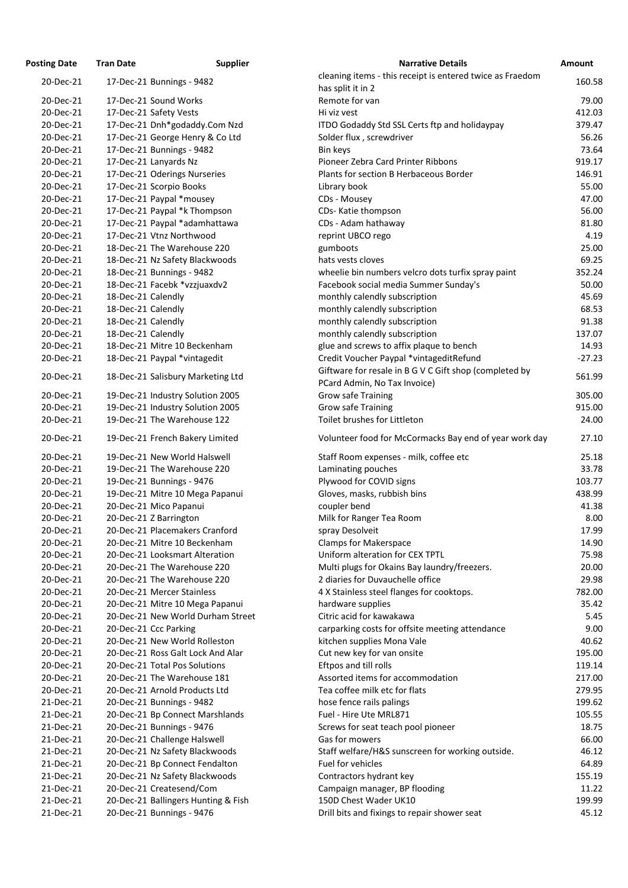| Posting Date | Tran Date | Supplier | Narrative Details | Amount |
|---|---|---|---|---|
| 20-Dec-21 | 17-Dec-21 | Bunnings - 9482 | cleaning items - this receipt is entered twice as Fraedom has split it in 2 | 160.58 |
| 20-Dec-21 | 17-Dec-21 | Sound Works | Remote for van | 79.00 |
| 20-Dec-21 | 17-Dec-21 | Safety Vests | Hi viz vest | 412.03 |
| 20-Dec-21 | 17-Dec-21 | Dnh*godaddy.Com Nzd | ITDO Godaddy Std SSL Certs ftp and holidaypay | 379.47 |
| 20-Dec-21 | 17-Dec-21 | George Henry & Co Ltd | Solder flux , screwdriver | 56.26 |
| 20-Dec-21 | 17-Dec-21 | Bunnings - 9482 | Bin keys | 73.64 |
| 20-Dec-21 | 17-Dec-21 | Lanyards Nz | Pioneer Zebra Card Printer Ribbons | 919.17 |
| 20-Dec-21 | 17-Dec-21 | Oderings Nurseries | Plants for section B Herbaceous Border | 146.91 |
| 20-Dec-21 | 17-Dec-21 | Scorpio Books | Library book | 55.00 |
| 20-Dec-21 | 17-Dec-21 | Paypal *mousey | CDs - Mousey | 47.00 |
| 20-Dec-21 | 17-Dec-21 | Paypal *k Thompson | CDs- Katie thompson | 56.00 |
| 20-Dec-21 | 17-Dec-21 | Paypal *adamhattawa | CDs - Adam hathaway | 81.80 |
| 20-Dec-21 | 17-Dec-21 | Vtnz Northwood | reprint UBCO rego | 4.19 |
| 20-Dec-21 | 18-Dec-21 | The Warehouse 220 | gumboots | 25.00 |
| 20-Dec-21 | 18-Dec-21 | Nz Safety Blackwoods | hats vests cloves | 69.25 |
| 20-Dec-21 | 18-Dec-21 | Bunnings - 9482 | wheelie bin numbers velcro dots turfix spray paint | 352.24 |
| 20-Dec-21 | 18-Dec-21 | Facebk *vzzjuaxdv2 | Facebook social media Summer Sunday's | 50.00 |
| 20-Dec-21 | 18-Dec-21 | Calendly | monthly calendly subscription | 45.69 |
| 20-Dec-21 | 18-Dec-21 | Calendly | monthly calendly subscription | 68.53 |
| 20-Dec-21 | 18-Dec-21 | Calendly | monthly calendly subscription | 91.38 |
| 20-Dec-21 | 18-Dec-21 | Calendly | monthly calendly subscription | 137.07 |
| 20-Dec-21 | 18-Dec-21 | Mitre 10 Beckenham | glue and screws to affix plaque to bench | 14.93 |
| 20-Dec-21 | 18-Dec-21 | Paypal *vintagedit | Credit Voucher Paypal *vintageditRefund | -27.23 |
| 20-Dec-21 | 18-Dec-21 | Salisbury Marketing Ltd | Giftware for resale in B G V C Gift shop (completed by PCard Admin, No Tax Invoice) | 561.99 |
| 20-Dec-21 | 19-Dec-21 | Industry Solution 2005 | Grow safe Training | 305.00 |
| 20-Dec-21 | 19-Dec-21 | Industry Solution 2005 | Grow safe Training | 915.00 |
| 20-Dec-21 | 19-Dec-21 | The Warehouse 122 | Toilet brushes for Littleton | 24.00 |
| 20-Dec-21 | 19-Dec-21 | French Bakery Limited | Volunteer food for McCormacks Bay end of year work day | 27.10 |
| 20-Dec-21 | 19-Dec-21 | New World Halswell | Staff Room expenses - milk, coffee etc | 25.18 |
| 20-Dec-21 | 19-Dec-21 | The Warehouse 220 | Laminating pouches | 33.78 |
| 20-Dec-21 | 19-Dec-21 | Bunnings - 9476 | Plywood for COVID signs | 103.77 |
| 20-Dec-21 | 19-Dec-21 | Mitre 10 Mega Papanui | Gloves, masks, rubbish bins | 438.99 |
| 20-Dec-21 | 20-Dec-21 | Mico Papanui | coupler bend | 41.38 |
| 20-Dec-21 | 20-Dec-21 | Z Barrington | Milk for Ranger Tea Room | 8.00 |
| 20-Dec-21 | 20-Dec-21 | Placemakers Cranford | spray Desolveit | 17.99 |
| 20-Dec-21 | 20-Dec-21 | Mitre 10 Beckenham | Clamps for Makerspace | 14.90 |
| 20-Dec-21 | 20-Dec-21 | Looksmart Alteration | Uniform alteration for CEX TPTL | 75.98 |
| 20-Dec-21 | 20-Dec-21 | The Warehouse 220 | Multi plugs for Okains Bay laundry/freezers. | 20.00 |
| 20-Dec-21 | 20-Dec-21 | The Warehouse 220 | 2 diaries for Duvauchelle office | 29.98 |
| 20-Dec-21 | 20-Dec-21 | Mercer Stainless | 4 X Stainless steel flanges for cooktops. | 782.00 |
| 20-Dec-21 | 20-Dec-21 | Mitre 10 Mega Papanui | hardware supplies | 35.42 |
| 20-Dec-21 | 20-Dec-21 | New World Durham Street | Citric acid for kawakawa | 5.45 |
| 20-Dec-21 | 20-Dec-21 | Ccc Parking | carparking costs for offsite meeting attendance | 9.00 |
| 20-Dec-21 | 20-Dec-21 | New World Rolleston | kitchen supplies Mona Vale | 40.62 |
| 20-Dec-21 | 20-Dec-21 | Ross Galt Lock And Alar | Cut new key for van onsite | 195.00 |
| 20-Dec-21 | 20-Dec-21 | Total Pos Solutions | Eftpos and till rolls | 119.14 |
| 20-Dec-21 | 20-Dec-21 | The Warehouse 181 | Assorted items for accommodation | 217.00 |
| 20-Dec-21 | 20-Dec-21 | Arnold Products Ltd | Tea coffee milk etc for flats | 279.95 |
| 21-Dec-21 | 20-Dec-21 | Bunnings - 9482 | hose fence rails palings | 199.62 |
| 21-Dec-21 | 20-Dec-21 | Bp Connect Marshlands | Fuel - Hire Ute MRL871 | 105.55 |
| 21-Dec-21 | 20-Dec-21 | Bunnings - 9476 | Screws for seat teach pool pioneer | 18.75 |
| 21-Dec-21 | 20-Dec-21 | Challenge Halswell | Gas for mowers | 66.00 |
| 21-Dec-21 | 20-Dec-21 | Nz Safety Blackwoods | Staff welfare/H&S sunscreen for working outside. | 46.12 |
| 21-Dec-21 | 20-Dec-21 | Bp Connect Fendalton | Fuel for vehicles | 64.89 |
| 21-Dec-21 | 20-Dec-21 | Nz Safety Blackwoods | Contractors hydrant key | 155.19 |
| 21-Dec-21 | 20-Dec-21 | Createsend/Com | Campaign manager, BP flooding | 11.22 |
| 21-Dec-21 | 20-Dec-21 | Ballingers Hunting & Fish | 150D Chest Wader UK10 | 199.99 |
| 21-Dec-21 | 20-Dec-21 | Bunnings - 9476 | Drill bits and fixings to repair shower seat | 45.12 |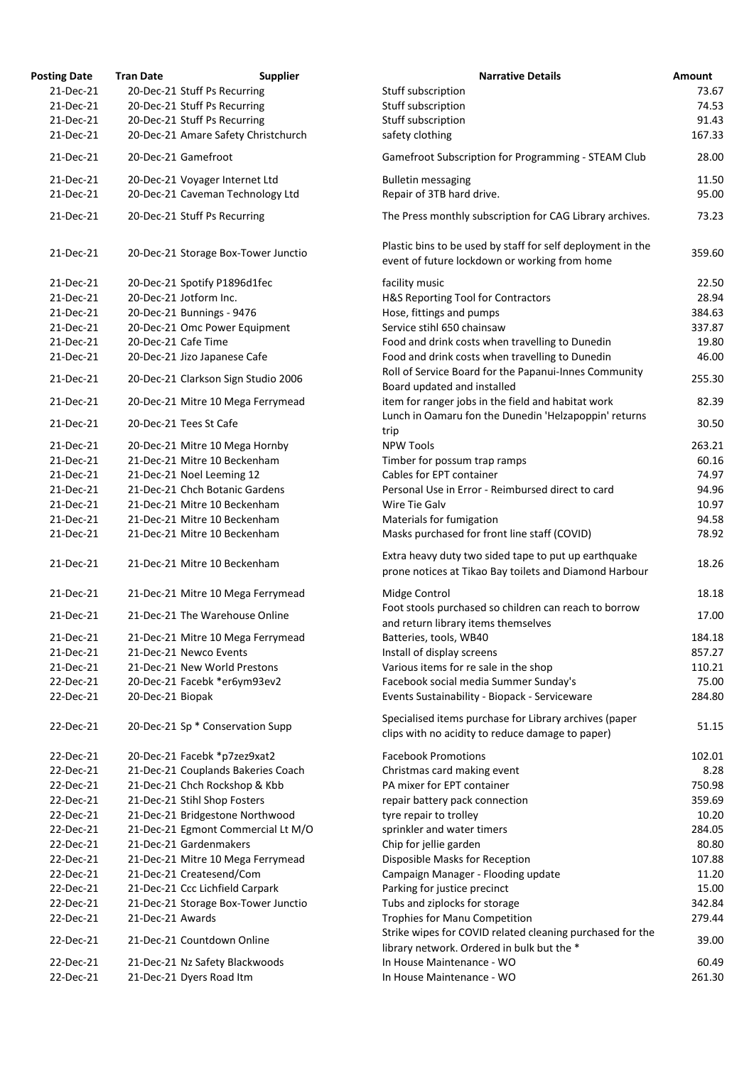| Posting Date | Tran Date | Supplier | Narrative Details | Amount |
|---|---|---|---|---|
| 21-Dec-21 | 20-Dec-21 | Stuff Ps Recurring | Stuff subscription | 73.67 |
| 21-Dec-21 | 20-Dec-21 | Stuff Ps Recurring | Stuff subscription | 74.53 |
| 21-Dec-21 | 20-Dec-21 | Stuff Ps Recurring | Stuff subscription | 91.43 |
| 21-Dec-21 | 20-Dec-21 | Amare Safety Christchurch | safety clothing | 167.33 |
| 21-Dec-21 | 20-Dec-21 | Gamefroot | Gamefroot Subscription for Programming - STEAM Club | 28.00 |
| 21-Dec-21 | 20-Dec-21 | Voyager Internet Ltd | Bulletin messaging | 11.50 |
| 21-Dec-21 | 20-Dec-21 | Caveman Technology Ltd | Repair of 3TB hard drive. | 95.00 |
| 21-Dec-21 | 20-Dec-21 | Stuff Ps Recurring | The Press monthly subscription for CAG Library archives. | 73.23 |
| 21-Dec-21 | 20-Dec-21 | Storage Box-Tower Junctio | Plastic bins to be used by staff for self deployment in the event of future lockdown or working from home | 359.60 |
| 21-Dec-21 | 20-Dec-21 | Spotify P1896d1fec | facility music | 22.50 |
| 21-Dec-21 | 20-Dec-21 | Jotform Inc. | H&S Reporting Tool for Contractors | 28.94 |
| 21-Dec-21 | 20-Dec-21 | Bunnings - 9476 | Hose, fittings and pumps | 384.63 |
| 21-Dec-21 | 20-Dec-21 | Omc Power Equipment | Service stihl 650 chainsaw | 337.87 |
| 21-Dec-21 | 20-Dec-21 | Cafe Time | Food and drink costs when travelling to Dunedin | 19.80 |
| 21-Dec-21 | 20-Dec-21 | Jizo Japanese Cafe | Food and drink costs when travelling to Dunedin | 46.00 |
| 21-Dec-21 | 20-Dec-21 | Clarkson Sign Studio 2006 | Roll of Service Board for the Papanui-Innes Community Board updated and installed | 255.30 |
| 21-Dec-21 | 20-Dec-21 | Mitre 10 Mega Ferrymead | item for ranger jobs in the field and habitat work | 82.39 |
| 21-Dec-21 | 20-Dec-21 | Tees St Cafe | Lunch in Oamaru fon the Dunedin 'Helzapoppin' returns trip | 30.50 |
| 21-Dec-21 | 20-Dec-21 | Mitre 10 Mega Hornby | NPW Tools | 263.21 |
| 21-Dec-21 | 21-Dec-21 | Mitre 10 Beckenham | Timber for possum trap ramps | 60.16 |
| 21-Dec-21 | 21-Dec-21 | Noel Leeming 12 | Cables for EPT container | 74.97 |
| 21-Dec-21 | 21-Dec-21 | Chch Botanic Gardens | Personal Use in Error - Reimbursed direct to card | 94.96 |
| 21-Dec-21 | 21-Dec-21 | Mitre 10 Beckenham | Wire Tie Galv | 10.97 |
| 21-Dec-21 | 21-Dec-21 | Mitre 10 Beckenham | Materials for fumigation | 94.58 |
| 21-Dec-21 | 21-Dec-21 | Mitre 10 Beckenham | Masks purchased for front line staff (COVID) | 78.92 |
| 21-Dec-21 | 21-Dec-21 | Mitre 10 Beckenham | Extra heavy duty two sided tape to put up earthquake prone notices at Tikao Bay toilets and Diamond Harbour | 18.26 |
| 21-Dec-21 | 21-Dec-21 | Mitre 10 Mega Ferrymead | Midge Control | 18.18 |
| 21-Dec-21 | 21-Dec-21 | The Warehouse Online | Foot stools purchased so children can reach to borrow and return library items themselves | 17.00 |
| 21-Dec-21 | 21-Dec-21 | Mitre 10 Mega Ferrymead | Batteries, tools, WB40 | 184.18 |
| 21-Dec-21 | 21-Dec-21 | Newco Events | Install of display screens | 857.27 |
| 21-Dec-21 | 21-Dec-21 | New World Prestons | Various items for re sale in the shop | 110.21 |
| 22-Dec-21 | 20-Dec-21 | Facebk *er6ym93ev2 | Facebook social media Summer Sunday's | 75.00 |
| 22-Dec-21 | 20-Dec-21 | Biopak | Events Sustainability - Biopack - Serviceware | 284.80 |
| 22-Dec-21 | 20-Dec-21 | Sp * Conservation Supp | Specialised items purchase for Library archives (paper clips with no acidity to reduce damage to paper) | 51.15 |
| 22-Dec-21 | 20-Dec-21 | Facebk *p7zez9xat2 | Facebook Promotions | 102.01 |
| 22-Dec-21 | 21-Dec-21 | Couplands Bakeries Coach | Christmas card making event | 8.28 |
| 22-Dec-21 | 21-Dec-21 | Chch Rockshop & Kbb | PA mixer for EPT container | 750.98 |
| 22-Dec-21 | 21-Dec-21 | Stihl Shop Fosters | repair battery pack connection | 359.69 |
| 22-Dec-21 | 21-Dec-21 | Bridgestone Northwood | tyre repair to trolley | 10.20 |
| 22-Dec-21 | 21-Dec-21 | Egmont Commercial Lt M/O | sprinkler and water timers | 284.05 |
| 22-Dec-21 | 21-Dec-21 | Gardenmakers | Chip for jellie garden | 80.80 |
| 22-Dec-21 | 21-Dec-21 | Mitre 10 Mega Ferrymead | Disposible Masks for Reception | 107.88 |
| 22-Dec-21 | 21-Dec-21 | Createsend/Com | Campaign Manager - Flooding update | 11.20 |
| 22-Dec-21 | 21-Dec-21 | Ccc Lichfield Carpark | Parking for justice precinct | 15.00 |
| 22-Dec-21 | 21-Dec-21 | Storage Box-Tower Junctio | Tubs and ziplocks for storage | 342.84 |
| 22-Dec-21 | 21-Dec-21 | Awards | Trophies for Manu Competition | 279.44 |
| 22-Dec-21 | 21-Dec-21 | Countdown Online | Strike wipes for COVID related cleaning purchased for the library network. Ordered in bulk but the * | 39.00 |
| 22-Dec-21 | 21-Dec-21 | Nz Safety Blackwoods | In House Maintenance - WO | 60.49 |
| 22-Dec-21 | 21-Dec-21 | Dyers Road Itm | In House Maintenance - WO | 261.30 |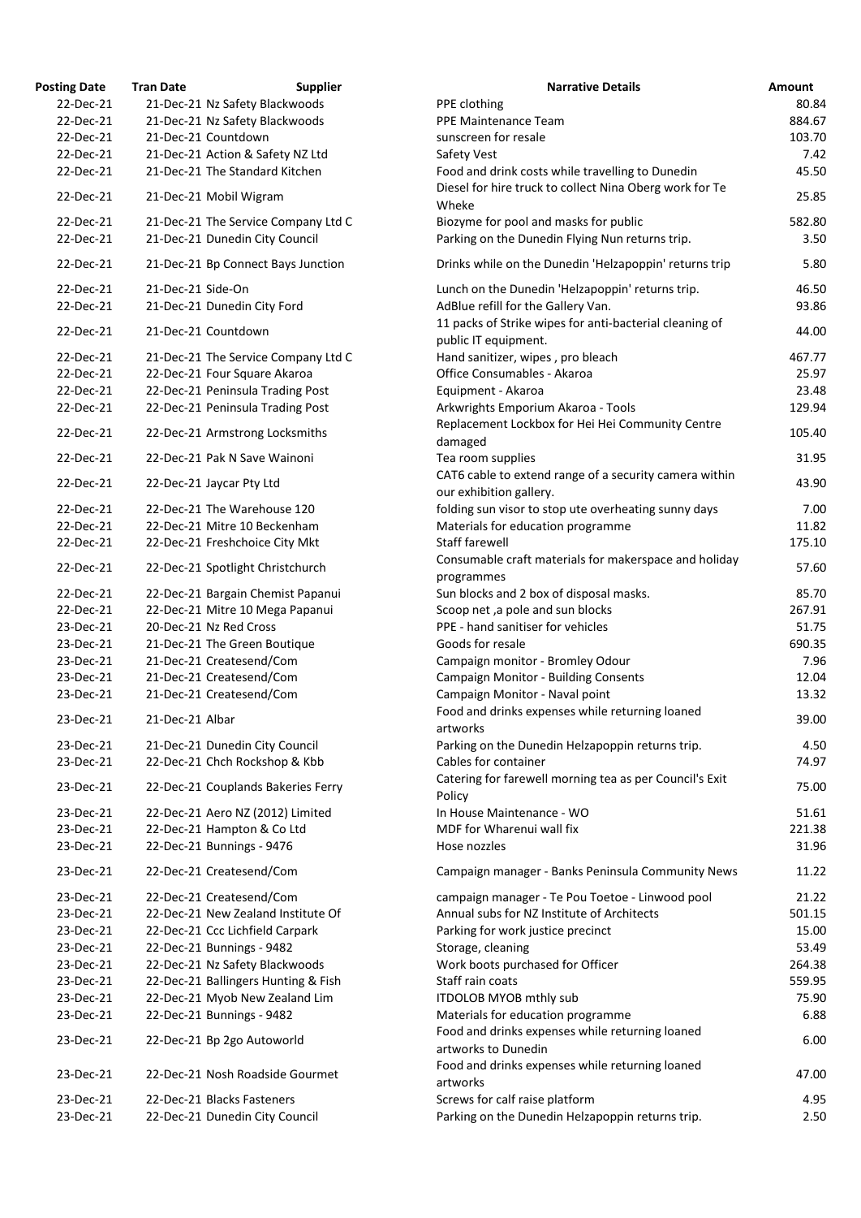| Posting Date | Tran Date | Supplier | Narrative Details | Amount |
|---|---|---|---|---|
| 22-Dec-21 | 21-Dec-21 | Nz Safety Blackwoods | PPE clothing | 80.84 |
| 22-Dec-21 | 21-Dec-21 | Nz Safety Blackwoods | PPE Maintenance Team | 884.67 |
| 22-Dec-21 | 21-Dec-21 | Countdown | sunscreen for resale | 103.70 |
| 22-Dec-21 | 21-Dec-21 | Action & Safety NZ Ltd | Safety Vest | 7.42 |
| 22-Dec-21 | 21-Dec-21 | The Standard Kitchen | Food and drink costs while travelling to Dunedin | 45.50 |
| 22-Dec-21 | 21-Dec-21 | Mobil Wigram | Diesel for hire truck to collect Nina Oberg work for Te Wheke | 25.85 |
| 22-Dec-21 | 21-Dec-21 | The Service Company Ltd C | Biozyme for pool and masks for public | 582.80 |
| 22-Dec-21 | 21-Dec-21 | Dunedin City Council | Parking on the Dunedin Flying Nun returns trip. | 3.50 |
| 22-Dec-21 | 21-Dec-21 | Bp Connect Bays Junction | Drinks while on the Dunedin 'Helzapoppin' returns trip | 5.80 |
| 22-Dec-21 | 21-Dec-21 | Side-On | Lunch on the Dunedin 'Helzapoppin' returns trip. | 46.50 |
| 22-Dec-21 | 21-Dec-21 | Dunedin City Ford | AdBlue refill for the Gallery Van. | 93.86 |
| 22-Dec-21 | 21-Dec-21 | Countdown | 11 packs of Strike wipes for anti-bacterial cleaning of public IT equipment. | 44.00 |
| 22-Dec-21 | 21-Dec-21 | The Service Company Ltd C | Hand sanitizer, wipes , pro bleach | 467.77 |
| 22-Dec-21 | 22-Dec-21 | Four Square Akaroa | Office Consumables - Akaroa | 25.97 |
| 22-Dec-21 | 22-Dec-21 | Peninsula Trading Post | Equipment - Akaroa | 23.48 |
| 22-Dec-21 | 22-Dec-21 | Peninsula Trading Post | Arkwrights Emporium Akaroa - Tools | 129.94 |
| 22-Dec-21 | 22-Dec-21 | Armstrong Locksmiths | Replacement Lockbox for Hei Hei Community Centre damaged | 105.40 |
| 22-Dec-21 | 22-Dec-21 | Pak N Save Wainoni | Tea room supplies | 31.95 |
| 22-Dec-21 | 22-Dec-21 | Jaycar Pty Ltd | CAT6 cable to extend range of a security camera within our exhibition gallery. | 43.90 |
| 22-Dec-21 | 22-Dec-21 | The Warehouse 120 | folding sun visor to stop ute overheating sunny days | 7.00 |
| 22-Dec-21 | 22-Dec-21 | Mitre 10 Beckenham | Materials for education programme | 11.82 |
| 22-Dec-21 | 22-Dec-21 | Freshchoice City Mkt | Staff farewell | 175.10 |
| 22-Dec-21 | 22-Dec-21 | Spotlight Christchurch | Consumable craft materials for makerspace and holiday programmes | 57.60 |
| 22-Dec-21 | 22-Dec-21 | Bargain Chemist Papanui | Sun blocks and 2 box of disposal masks. | 85.70 |
| 22-Dec-21 | 22-Dec-21 | Mitre 10 Mega Papanui | Scoop net ,a pole and sun blocks | 267.91 |
| 23-Dec-21 | 20-Dec-21 | Nz Red Cross | PPE - hand sanitiser for vehicles | 51.75 |
| 23-Dec-21 | 21-Dec-21 | The Green Boutique | Goods for resale | 690.35 |
| 23-Dec-21 | 21-Dec-21 | Createsend/Com | Campaign monitor - Bromley Odour | 7.96 |
| 23-Dec-21 | 21-Dec-21 | Createsend/Com | Campaign Monitor - Building Consents | 12.04 |
| 23-Dec-21 | 21-Dec-21 | Createsend/Com | Campaign Monitor - Naval point | 13.32 |
| 23-Dec-21 | 21-Dec-21 | Albar | Food and drinks expenses while returning loaned artworks | 39.00 |
| 23-Dec-21 | 21-Dec-21 | Dunedin City Council | Parking on the Dunedin Helzapoppin returns trip. | 4.50 |
| 23-Dec-21 | 22-Dec-21 | Chch Rockshop & Kbb | Cables for container | 74.97 |
| 23-Dec-21 | 22-Dec-21 | Couplands Bakeries Ferry | Catering for farewell morning tea as per Council's Exit Policy | 75.00 |
| 23-Dec-21 | 22-Dec-21 | Aero NZ (2012) Limited | In House Maintenance - WO | 51.61 |
| 23-Dec-21 | 22-Dec-21 | Hampton & Co Ltd | MDF for Wharenui wall fix | 221.38 |
| 23-Dec-21 | 22-Dec-21 | Bunnings - 9476 | Hose nozzles | 31.96 |
| 23-Dec-21 | 22-Dec-21 | Createsend/Com | Campaign manager - Banks Peninsula Community News | 11.22 |
| 23-Dec-21 | 22-Dec-21 | Createsend/Com | campaign manager - Te Pou Toetoe - Linwood pool | 21.22 |
| 23-Dec-21 | 22-Dec-21 | New Zealand Institute Of | Annual subs for NZ Institute of Architects | 501.15 |
| 23-Dec-21 | 22-Dec-21 | Ccc Lichfield Carpark | Parking for work justice precinct | 15.00 |
| 23-Dec-21 | 22-Dec-21 | Bunnings - 9482 | Storage, cleaning | 53.49 |
| 23-Dec-21 | 22-Dec-21 | Nz Safety Blackwoods | Work boots purchased for Officer | 264.38 |
| 23-Dec-21 | 22-Dec-21 | Ballingers Hunting & Fish | Staff rain coats | 559.95 |
| 23-Dec-21 | 22-Dec-21 | Myob New Zealand Lim | ITDOLOB MYOB mthly sub | 75.90 |
| 23-Dec-21 | 22-Dec-21 | Bunnings - 9482 | Materials for education programme | 6.88 |
| 23-Dec-21 | 22-Dec-21 | Bp 2go Autoworld | Food and drinks expenses while returning loaned artworks to Dunedin | 6.00 |
| 23-Dec-21 | 22-Dec-21 | Nosh Roadside Gourmet | Food and drinks expenses while returning loaned artworks | 47.00 |
| 23-Dec-21 | 22-Dec-21 | Blacks Fasteners | Screws for calf raise platform | 4.95 |
| 23-Dec-21 | 22-Dec-21 | Dunedin City Council | Parking on the Dunedin Helzapoppin returns trip. | 2.50 |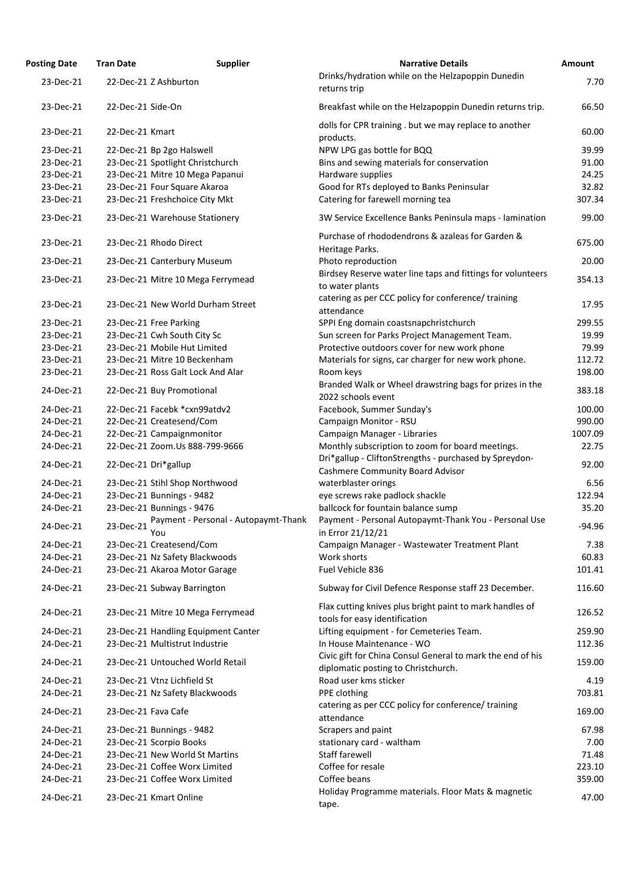| Posting Date | Tran Date | Supplier | Narrative Details | Amount |
|---|---|---|---|---|
| 23-Dec-21 | 22-Dec-21 | Z Ashburton | Drinks/hydration while on the Helzapoppin Dunedin returns trip | 7.70 |
| 23-Dec-21 | 22-Dec-21 | Side-On | Breakfast while on the Helzapoppin Dunedin returns trip. | 66.50 |
| 23-Dec-21 | 22-Dec-21 | Kmart | dolls for CPR training . but we may replace to another products. | 60.00 |
| 23-Dec-21 | 22-Dec-21 | Bp 2go Halswell | NPW LPG gas bottle for BQQ | 39.99 |
| 23-Dec-21 | 23-Dec-21 | Spotlight Christchurch | Bins and sewing materials for conservation | 91.00 |
| 23-Dec-21 | 23-Dec-21 | Mitre 10 Mega Papanui | Hardware supplies | 24.25 |
| 23-Dec-21 | 23-Dec-21 | Four Square Akaroa | Good for RTs deployed to Banks Peninsular | 32.82 |
| 23-Dec-21 | 23-Dec-21 | Freshchoice City Mkt | Catering for farewell morning tea | 307.34 |
| 23-Dec-21 | 23-Dec-21 | Warehouse Stationery | 3W Service Excellence Banks Peninsula maps - lamination | 99.00 |
| 23-Dec-21 | 23-Dec-21 | Rhodo Direct | Purchase of rhododendrons & azaleas for Garden & Heritage Parks. | 675.00 |
| 23-Dec-21 | 23-Dec-21 | Canterbury Museum | Photo reproduction | 20.00 |
| 23-Dec-21 | 23-Dec-21 | Mitre 10 Mega Ferrymead | Birdsey Reserve water line taps and fittings for volunteers to water plants | 354.13 |
| 23-Dec-21 | 23-Dec-21 | New World Durham Street | catering as per CCC policy for conference/ training attendance | 17.95 |
| 23-Dec-21 | 23-Dec-21 | Free Parking | SPPI Eng domain coastsnapchristchurch | 299.55 |
| 23-Dec-21 | 23-Dec-21 | Cwh South City Sc | Sun screen for Parks Project Management Team. | 19.99 |
| 23-Dec-21 | 23-Dec-21 | Mobile Hut Limited | Protective outdoors cover for new work phone | 79.99 |
| 23-Dec-21 | 23-Dec-21 | Mitre 10 Beckenham | Materials for signs, car charger for new work phone. | 112.72 |
| 23-Dec-21 | 23-Dec-21 | Ross Galt Lock And Alar | Room keys | 198.00 |
| 24-Dec-21 | 22-Dec-21 | Buy Promotional | Branded Walk or Wheel drawstring bags for prizes in the 2022 schools event | 383.18 |
| 24-Dec-21 | 22-Dec-21 | Facebk *cxn99atdv2 | Facebook, Summer Sunday's | 100.00 |
| 24-Dec-21 | 22-Dec-21 | Createsend/Com | Campaign Monitor - RSU | 990.00 |
| 24-Dec-21 | 22-Dec-21 | Campaignmonitor | Campaign Manager - Libraries | 1007.09 |
| 24-Dec-21 | 22-Dec-21 | Zoom.Us 888-799-9666 | Monthly subscription to zoom for board meetings. | 22.75 |
| 24-Dec-21 | 22-Dec-21 | Dri*gallup | Dri*gallup - CliftonStrengths - purchased by Spreydon-Cashmere Community Board Advisor | 92.00 |
| 24-Dec-21 | 23-Dec-21 | Stihl Shop Northwood | waterblaster orings | 6.56 |
| 24-Dec-21 | 23-Dec-21 | Bunnings - 9482 | eye screws rake padlock shackle | 122.94 |
| 24-Dec-21 | 23-Dec-21 | Bunnings - 9476 | ballcock for fountain balance sump | 35.20 |
| 24-Dec-21 | 23-Dec-21 | Payment - Personal - Autopaymt-Thank You | Payment - Personal Autopaymt-Thank You - Personal Use in Error 21/12/21 | -94.96 |
| 24-Dec-21 | 23-Dec-21 | Createsend/Com | Campaign Manager - Wastewater Treatment Plant | 7.38 |
| 24-Dec-21 | 23-Dec-21 | Nz Safety Blackwoods | Work shorts | 60.83 |
| 24-Dec-21 | 23-Dec-21 | Akaroa Motor Garage | Fuel Vehicle 836 | 101.41 |
| 24-Dec-21 | 23-Dec-21 | Subway Barrington | Subway for Civil Defence Response staff 23 December. | 116.60 |
| 24-Dec-21 | 23-Dec-21 | Mitre 10 Mega Ferrymead | Flax cutting knives plus bright paint to mark handles of tools for easy identification | 126.52 |
| 24-Dec-21 | 23-Dec-21 | Handling Equipment Canter | Lifting equipment - for Cemeteries Team. | 259.90 |
| 24-Dec-21 | 23-Dec-21 | Multistrut Industrie | In House Maintenance - WO | 112.36 |
| 24-Dec-21 | 23-Dec-21 | Untouched World Retail | Civic gift for China Consul General to mark the end of his diplomatic posting to Christchurch. | 159.00 |
| 24-Dec-21 | 23-Dec-21 | Vtnz Lichfield St | Road user kms sticker | 4.19 |
| 24-Dec-21 | 23-Dec-21 | Nz Safety Blackwoods | PPE clothing | 703.81 |
| 24-Dec-21 | 23-Dec-21 | Fava Cafe | catering as per CCC policy for conference/ training attendance | 169.00 |
| 24-Dec-21 | 23-Dec-21 | Bunnings - 9482 | Scrapers and paint | 67.98 |
| 24-Dec-21 | 23-Dec-21 | Scorpio Books | stationary card - waltham | 7.00 |
| 24-Dec-21 | 23-Dec-21 | New World St Martins | Staff farewell | 71.48 |
| 24-Dec-21 | 23-Dec-21 | Coffee Worx Limited | Coffee for resale | 223.10 |
| 24-Dec-21 | 23-Dec-21 | Coffee Worx Limited | Coffee beans | 359.00 |
| 24-Dec-21 | 23-Dec-21 | Kmart Online | Holiday Programme materials. Floor Mats & magnetic tape. | 47.00 |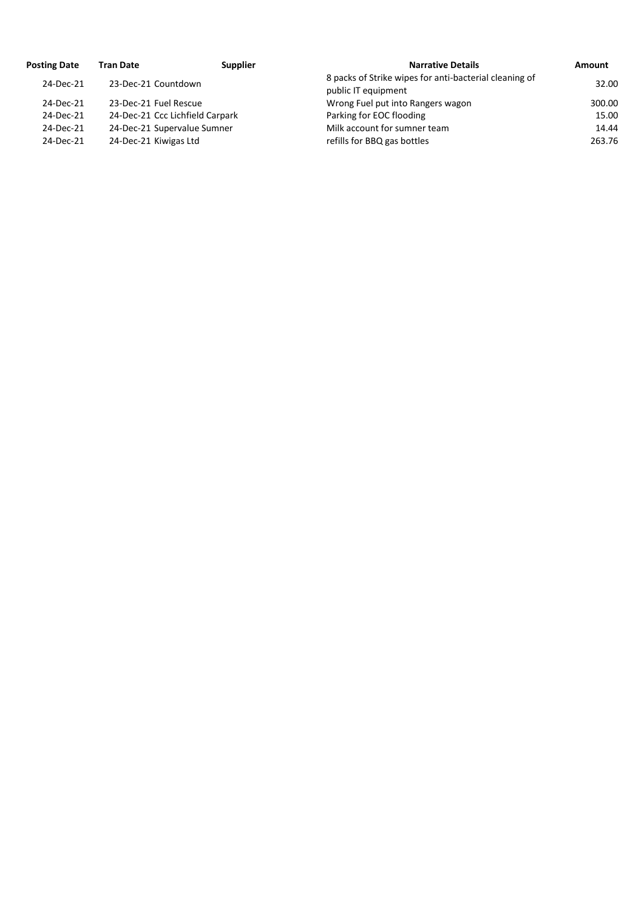| Posting Date | Tran Date | Supplier | Narrative Details | Amount |
|---|---|---|---|---|
| 24-Dec-21 | 23-Dec-21 | Countdown | 8 packs of Strike wipes for anti-bacterial cleaning of public IT equipment | 32.00 |
| 24-Dec-21 | 23-Dec-21 | Fuel Rescue | Wrong Fuel put into Rangers wagon | 300.00 |
| 24-Dec-21 | 24-Dec-21 | Ccc Lichfield Carpark | Parking for EOC flooding | 15.00 |
| 24-Dec-21 | 24-Dec-21 | Supervalue Sumner | Milk account for sumner team | 14.44 |
| 24-Dec-21 | 24-Dec-21 | Kiwigas Ltd | refills for BBQ gas bottles | 263.76 |